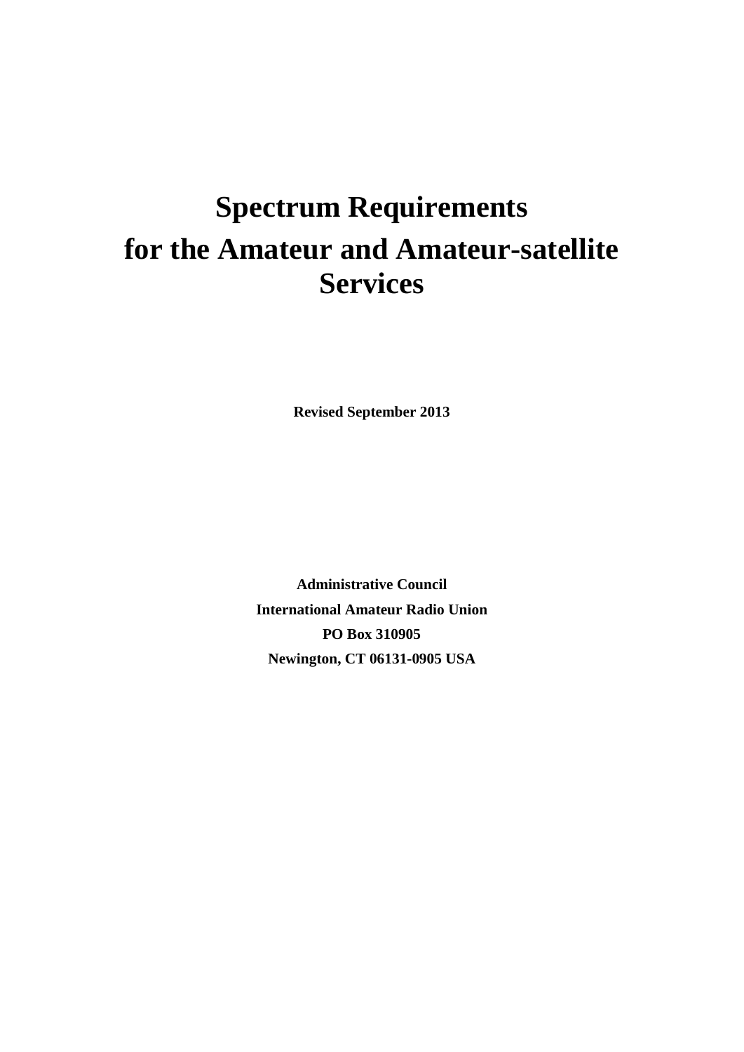# Spectrum Requirements for the Amateur and Amateur-satellite Services

**Revised September 2013**

**Administrative Council**

**International Amateur Radio Union**

**PO Box 310905**

**Newington, CT 06131-0905 USA**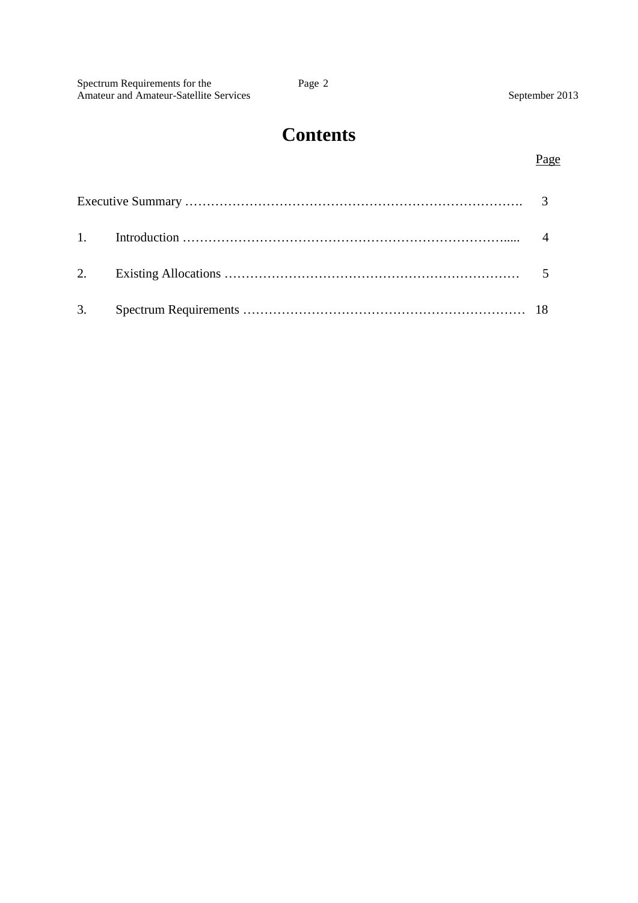# Contents

| | | Page |
|---|---|---|
| Executive Summary | | 3 |
| 1. | Introduction | 4 |
| 2. | Existing Allocations | 5 |
| 3. | Spectrum Requirements | 18 |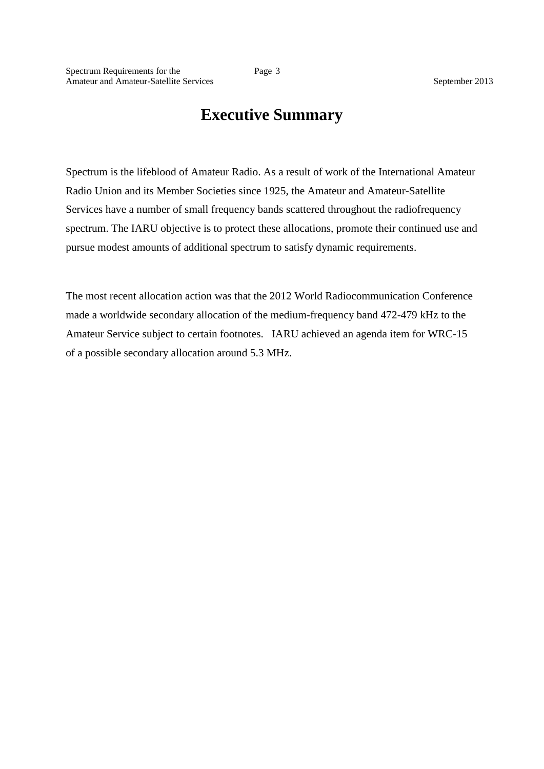# Executive Summary

Spectrum is the lifeblood of Amateur Radio. As a result of work of the International Amateur Radio Union and its Member Societies since 1925, the Amateur and Amateur-Satellite Services have a number of small frequency bands scattered throughout the radiofrequency spectrum. The IARU objective is to protect these allocations, promote their continued use and pursue modest amounts of additional spectrum to satisfy dynamic requirements.

The most recent allocation action was that the 2012 World Radiocommunication Conference made a worldwide secondary allocation of the medium-frequency band 472-479 kHz to the Amateur Service subject to certain footnotes. IARU achieved an agenda item for WRC-15 of a possible secondary allocation around 5.3 MHz.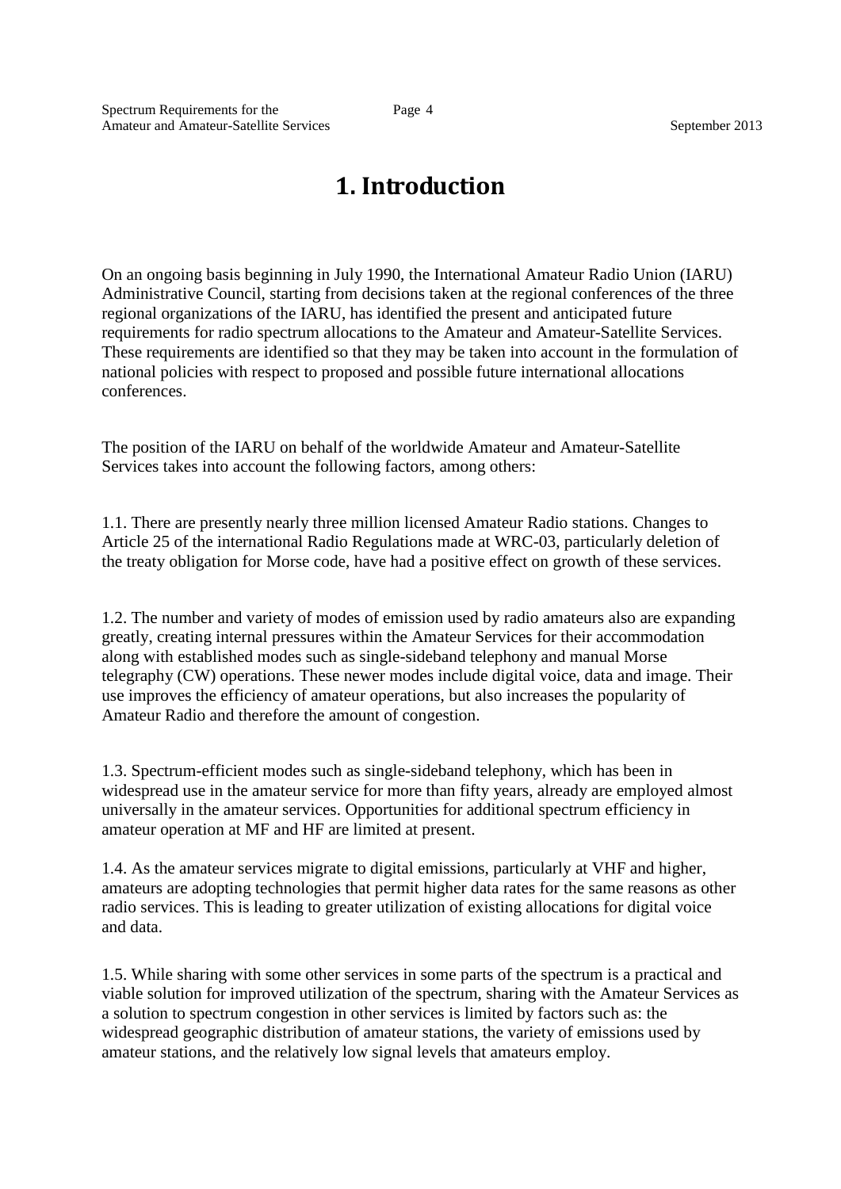# 1. Introduction

On an ongoing basis beginning in July 1990, the International Amateur Radio Union (IARU) Administrative Council, starting from decisions taken at the regional conferences of the three regional organizations of the IARU, has identified the present and anticipated future requirements for radio spectrum allocations to the Amateur and Amateur-Satellite Services. These requirements are identified so that they may be taken into account in the formulation of national policies with respect to proposed and possible future international allocations conferences.

The position of the IARU on behalf of the worldwide Amateur and Amateur-Satellite Services takes into account the following factors, among others:

1.1. There are presently nearly three million licensed Amateur Radio stations. Changes to Article 25 of the international Radio Regulations made at WRC-03, particularly deletion of the treaty obligation for Morse code, have had a positive effect on growth of these services.

1.2. The number and variety of modes of emission used by radio amateurs also are expanding greatly, creating internal pressures within the Amateur Services for their accommodation along with established modes such as single-sideband telephony and manual Morse telegraphy (CW) operations. These newer modes include digital voice, data and image. Their use improves the efficiency of amateur operations, but also increases the popularity of Amateur Radio and therefore the amount of congestion.

1.3. Spectrum-efficient modes such as single-sideband telephony, which has been in widespread use in the amateur service for more than fifty years, already are employed almost universally in the amateur services. Opportunities for additional spectrum efficiency in amateur operation at MF and HF are limited at present.

1.4. As the amateur services migrate to digital emissions, particularly at VHF and higher, amateurs are adopting technologies that permit higher data rates for the same reasons as other radio services. This is leading to greater utilization of existing allocations for digital voice and data.

1.5. While sharing with some other services in some parts of the spectrum is a practical and viable solution for improved utilization of the spectrum, sharing with the Amateur Services as a solution to spectrum congestion in other services is limited by factors such as: the widespread geographic distribution of amateur stations, the variety of emissions used by amateur stations, and the relatively low signal levels that amateurs employ.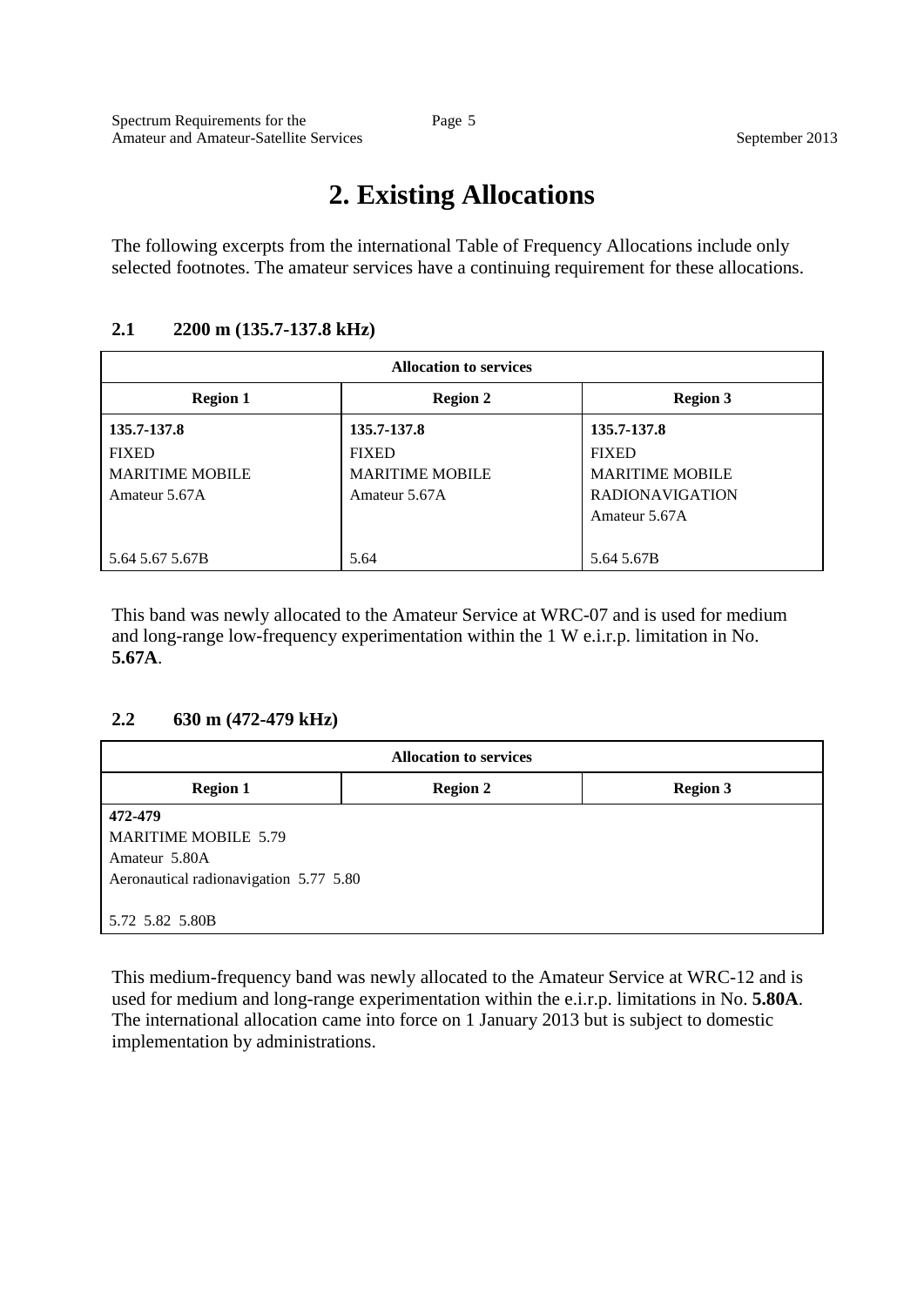# 2. Existing Allocations

The following excerpts from the international Table of Frequency Allocations include only selected footnotes. The amateur services have a continuing requirement for these allocations.

### 2.1 2200 m (135.7-137.8 kHz)

| Allocation to services | | |
|---|---|---|
| **Region 1** | **Region 2** | **Region 3** |
| **135.7-137.8**<br>FIXED<br>MARITIME MOBILE<br>Amateur 5.67A<br><br>5.64 5.67 5.67B | **135.7-137.8**<br>FIXED<br>MARITIME MOBILE<br>Amateur 5.67A<br><br>5.64 | **135.7-137.8**<br>FIXED<br>MARITIME MOBILE<br>RADIONAVIGATION<br>Amateur 5.67A<br><br>5.64 5.67B |

This band was newly allocated to the Amateur Service at WRC-07 and is used for medium and long-range low-frequency experimentation within the 1 W e.i.r.p. limitation in No. **5.67A**.

### 2.2 630 m (472-479 kHz)

| Allocation to services | | |
|---|---|---|
| **Region 1** | **Region 2** | **Region 3** |
| **472-479**<br>MARITIME MOBILE 5.79<br>Amateur 5.80A<br>Aeronautical radionavigation 5.77 5.80<br><br>5.72 5.82 5.80B | | |

This medium-frequency band was newly allocated to the Amateur Service at WRC-12 and is used for medium and long-range experimentation within the e.i.r.p. limitations in No. **5.80A**. The international allocation came into force on 1 January 2013 but is subject to domestic implementation by administrations.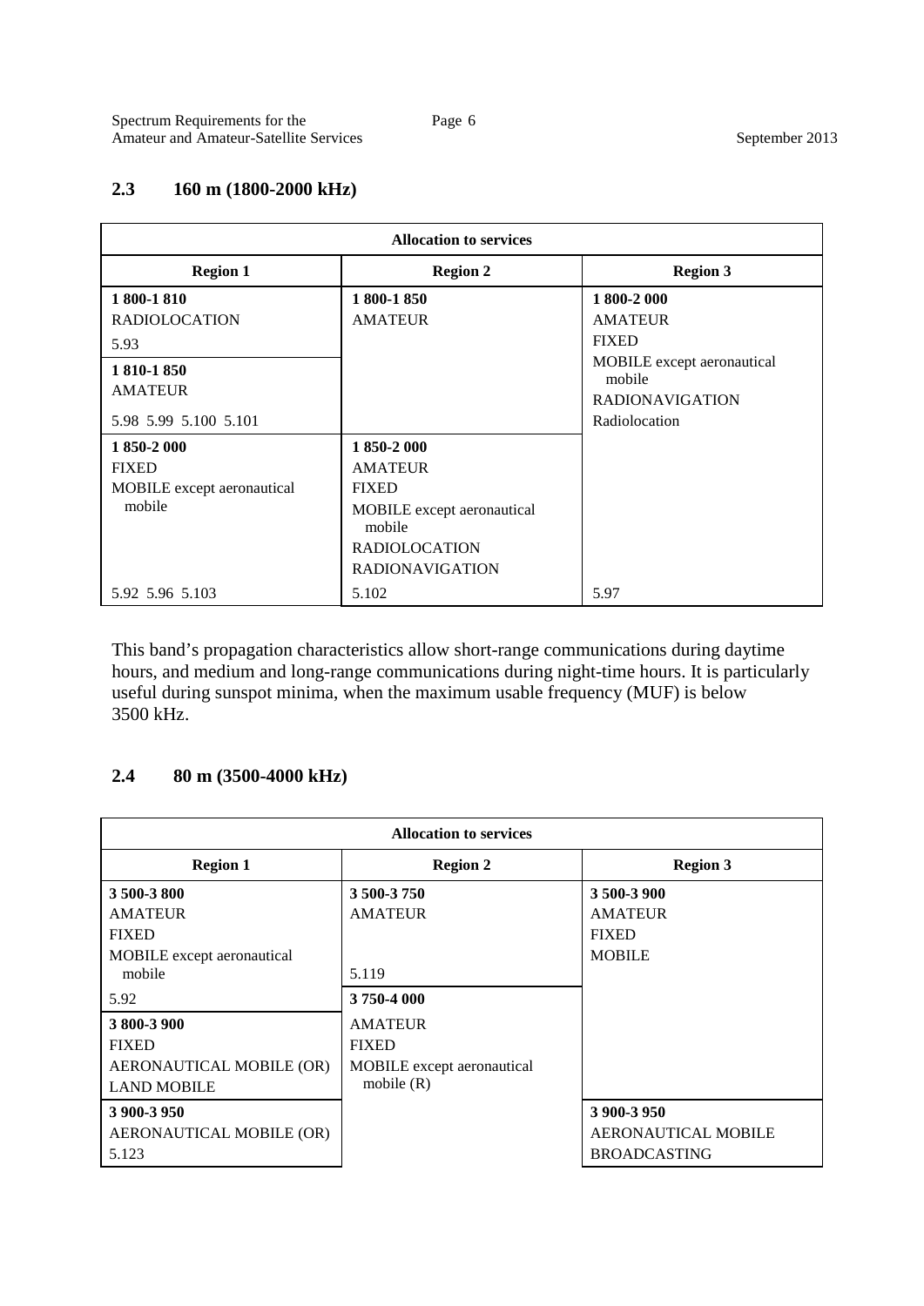## 2.3 160 m (1800-2000 kHz)

| Allocation to services | | |
|---|---|---|
| **Region 1** | **Region 2** | **Region 3** |
| **1 800-1 810**<br>RADIOLOCATION<br>5.93 | **1 800-1 850**<br>AMATEUR | **1 800-2 000**<br>AMATEUR<br>FIXED<br>MOBILE except aeronautical mobile<br>RADIONAVIGATION<br>Radiolocation |
| **1 810-1 850**<br>AMATEUR<br>5.98 5.99 5.100 5.101 | | |
| **1 850-2 000**<br>FIXED<br>MOBILE except aeronautical mobile<br>5.92 5.96 5.103 | **1 850-2 000**<br>AMATEUR<br>FIXED<br>MOBILE except aeronautical mobile<br>RADIOLOCATION<br>RADIONAVIGATION<br>5.102 | 5.97 |

This band's propagation characteristics allow short-range communications during daytime hours, and medium and long-range communications during night-time hours. It is particularly useful during sunspot minima, when the maximum usable frequency (MUF) is below 3500 kHz.

## 2.4 80 m (3500-4000 kHz)

| Allocation to services | | |
|---|---|---|
| **Region 1** | **Region 2** | **Region 3** |
| **3 500-3 800**<br>AMATEUR<br>FIXED<br>MOBILE except aeronautical mobile<br>5.92 | **3 500-3 750**<br>AMATEUR<br>5.119 | **3 500-3 900**<br>AMATEUR<br>FIXED<br>MOBILE |
| **3 800-3 900**<br>FIXED<br>AERONAUTICAL MOBILE (OR)<br>LAND MOBILE | **3 750-4 000**<br>AMATEUR<br>FIXED<br>MOBILE except aeronautical mobile (R) | |
| **3 900-3 950**<br>AERONAUTICAL MOBILE (OR)<br>5.123 | | **3 900-3 950**<br>AERONAUTICAL MOBILE<br>BROADCASTING |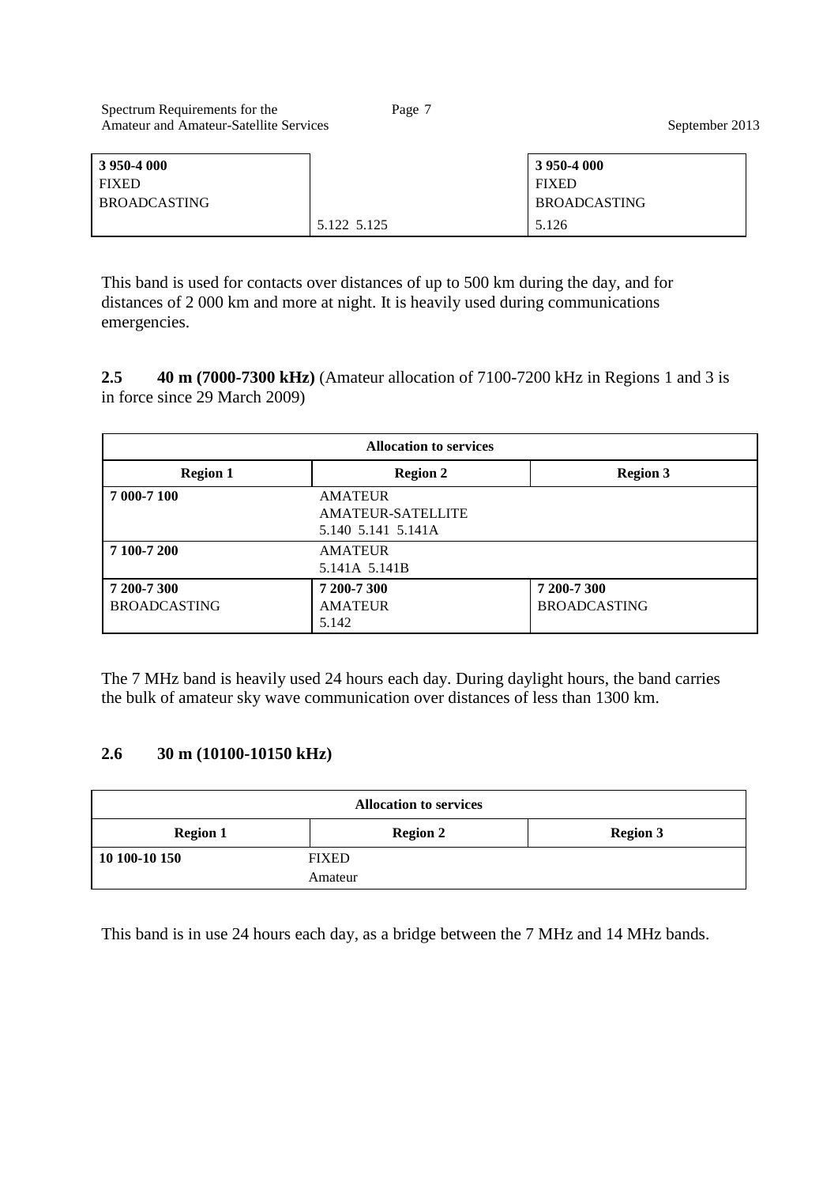| 3 950-4 000<br>FIXED<br>BROADCASTING | 5.122 5.125 | 3 950-4 000<br>FIXED<br>BROADCASTING<br>5.126 |
|---|---|---|

This band is used for contacts over distances of up to 500 km during the day, and for distances of 2 000 km and more at night. It is heavily used during communications emergencies.

### 2.5 40 m (7000-7300 kHz) (Amateur allocation of 7100-7200 kHz in Regions 1 and 3 is in force since 29 March 2009)

| Allocation to services | | |
|---|---|---|
| **Region 1** | **Region 2** | **Region 3** |
| **7 000-7 100** | AMATEUR<br>AMATEUR-SATELLITE<br>5.140 5.141 5.141A | |
| **7 100-7 200** | AMATEUR<br>5.141A 5.141B | |
| **7 200-7 300**<br>BROADCASTING | **7 200-7 300**<br>AMATEUR<br>5.142 | **7 200-7 300**<br>BROADCASTING |

The 7 MHz band is heavily used 24 hours each day. During daylight hours, the band carries the bulk of amateur sky wave communication over distances of less than 1300 km.

### 2.6 30 m (10100-10150 kHz)

| Allocation to services | | |
|---|---|---|
| **Region 1** | **Region 2** | **Region 3** |
| **10 100-10 150** | FIXED<br>Amateur | |

This band is in use 24 hours each day, as a bridge between the 7 MHz and 14 MHz bands.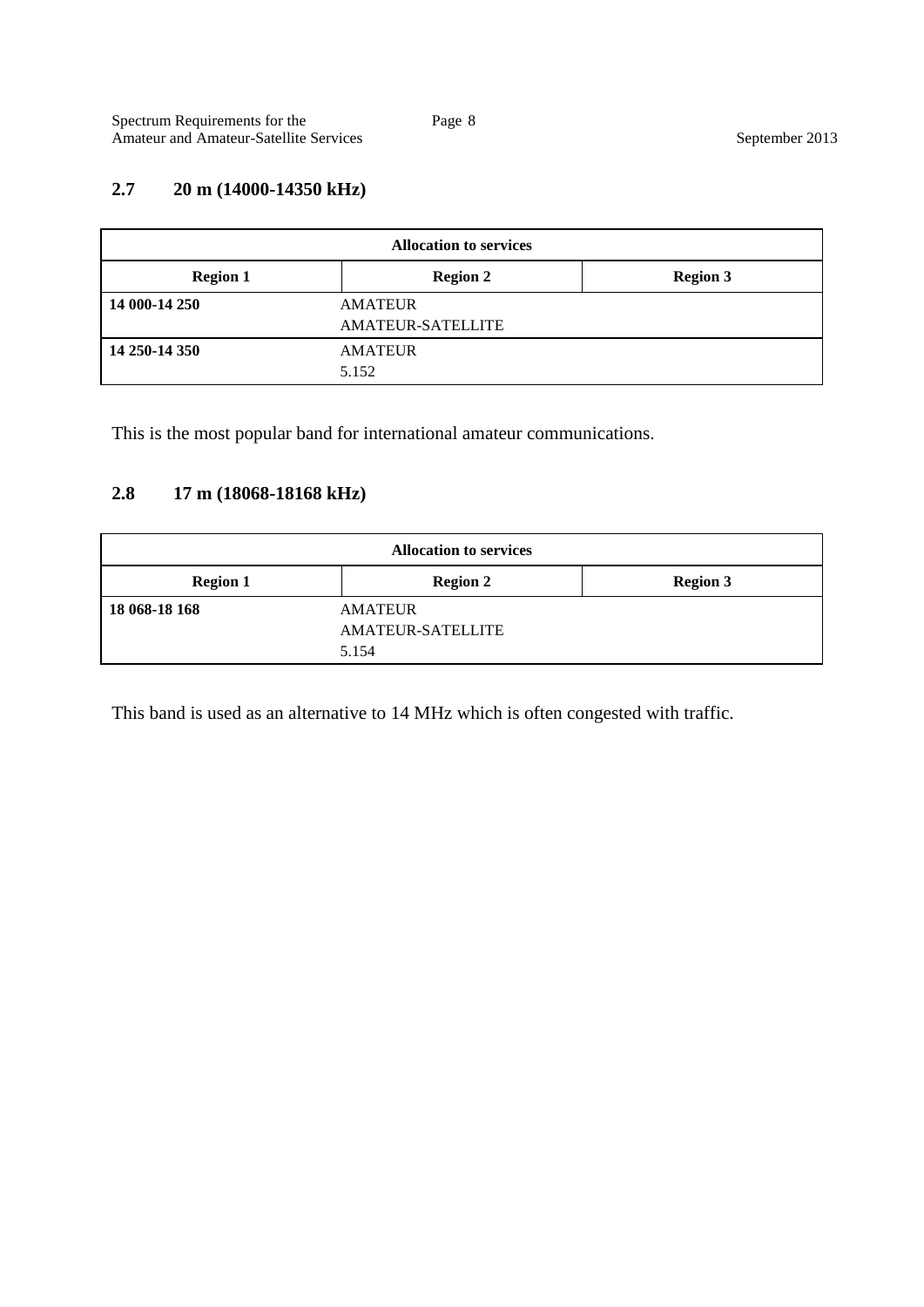### 2.7 20 m (14000-14350 kHz)

| Allocation to services | | |
|---|---|---|
| **Region 1** | **Region 2** | **Region 3** |
| **14 000-14 250** | AMATEUR<br>AMATEUR-SATELLITE | |
| **14 250-14 350** | AMATEUR<br>5.152 | |

This is the most popular band for international amateur communications.

### 2.8 17 m (18068-18168 kHz)

| Allocation to services | | |
|---|---|---|
| **Region 1** | **Region 2** | **Region 3** |
| **18 068-18 168** | AMATEUR<br>AMATEUR-SATELLITE<br>5.154 | |

This band is used as an alternative to 14 MHz which is often congested with traffic.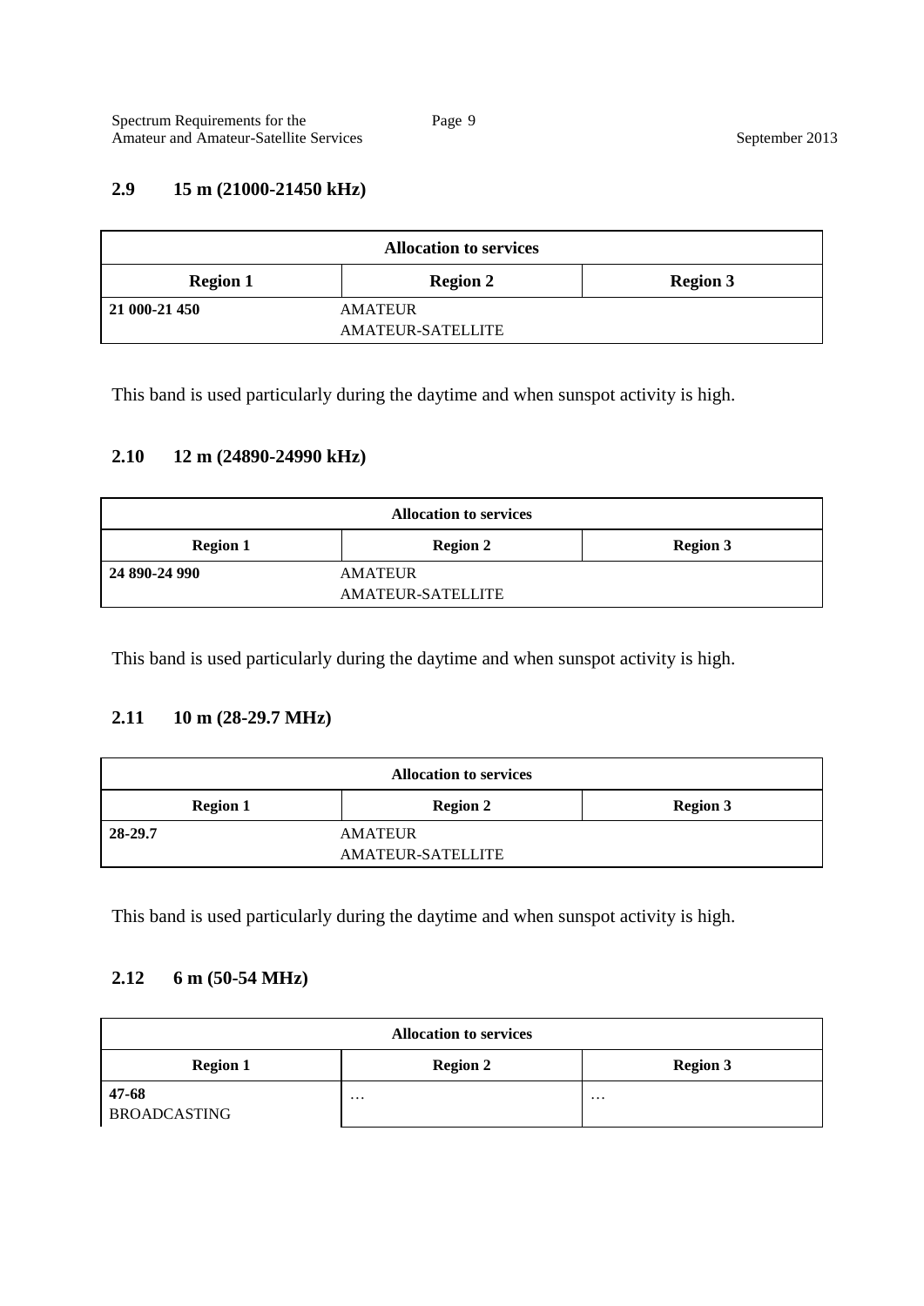### 2.9 15 m (21000-21450 kHz)

| Allocation to services | | |
|---|---|---|
| **Region 1** | **Region 2** | **Region 3** |
| **21 000-21 450** AMATEUR AMATEUR-SATELLITE | | |

This band is used particularly during the daytime and when sunspot activity is high.

### 2.10 12 m (24890-24990 kHz)

| Allocation to services | | |
|---|---|---|
| **Region 1** | **Region 2** | **Region 3** |
| **24 890-24 990** AMATEUR AMATEUR-SATELLITE | | |

This band is used particularly during the daytime and when sunspot activity is high.

### 2.11 10 m (28-29.7 MHz)

| Allocation to services | | |
|---|---|---|
| **Region 1** | **Region 2** | **Region 3** |
| **28-29.7** AMATEUR AMATEUR-SATELLITE | | |

This band is used particularly during the daytime and when sunspot activity is high.

### 2.12 6 m (50-54 MHz)

| Allocation to services | | |
|---|---|---|
| **Region 1** | **Region 2** | **Region 3** |
| **47-68** BROADCASTING | … | … |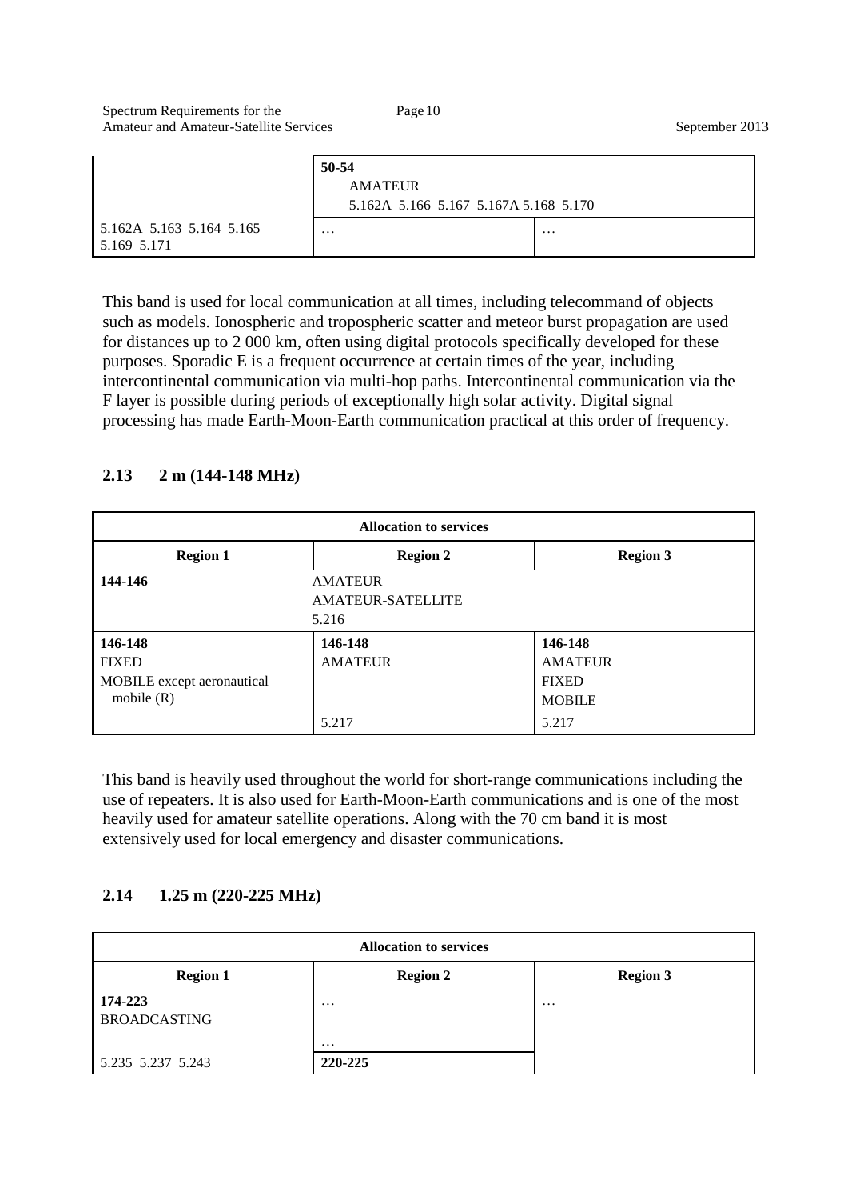| Region 1 | Region 2 | Region 3 |
|---|---|---|
| | 50-54 AMATEUR 5.162A 5.166 5.167 5.167A 5.168 5.170 | |
| 5.162A 5.163 5.164 5.165 5.169 5.171 | … | … |

This band is used for local communication at all times, including telecommand of objects such as models. Ionospheric and tropospheric scatter and meteor burst propagation are used for distances up to 2 000 km, often using digital protocols specifically developed for these purposes. Sporadic E is a frequent occurrence at certain times of the year, including intercontinental communication via multi-hop paths. Intercontinental communication via the F layer is possible during periods of exceptionally high solar activity. Digital signal processing has made Earth-Moon-Earth communication practical at this order of frequency.

## 2.13 2 m (144-148 MHz)

| Allocation to services | | |
|---|---|---|
| **Region 1** | **Region 2** | **Region 3** |
| **144-146** | AMATEUR AMATEUR-SATELLITE 5.216 | |
| **146-148** FIXED MOBILE except aeronautical mobile (R) | **146-148** AMATEUR 5.217 | **146-148** AMATEUR FIXED MOBILE 5.217 |

This band is heavily used throughout the world for short-range communications including the use of repeaters. It is also used for Earth-Moon-Earth communications and is one of the most heavily used for amateur satellite operations. Along with the 70 cm band it is most extensively used for local emergency and disaster communications.

## 2.14 1.25 m (220-225 MHz)

| Allocation to services | | |
|---|---|---|
| **Region 1** | **Region 2** | **Region 3** |
| **174-223** BROADCASTING | … | … |
| 5.235 5.237 5.243 | … **220-225** | |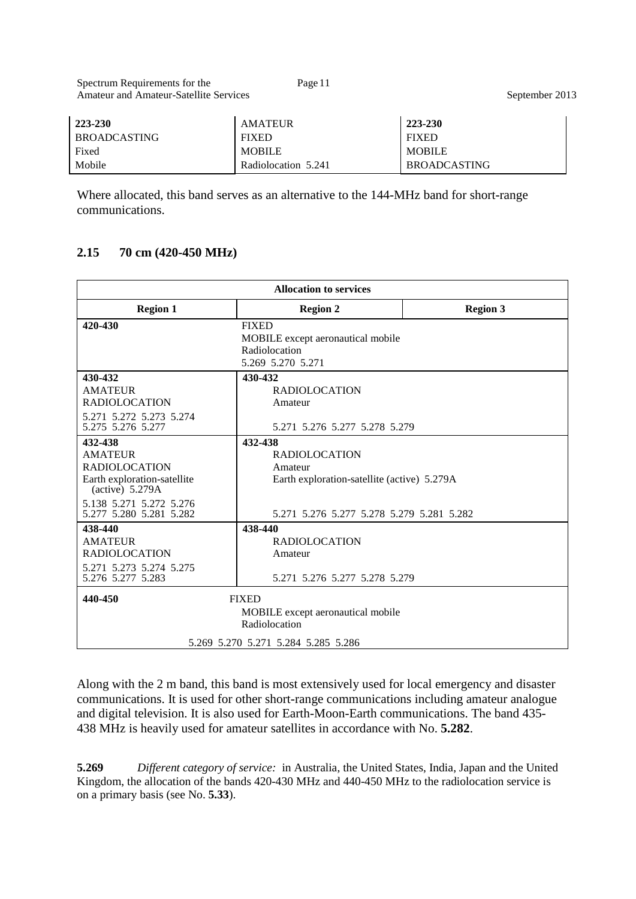| 223-230 | AMATEUR | 223-230 |
|---|---|---|
| BROADCASTING | FIXED | FIXED |
| Fixed | MOBILE | MOBILE |
| Mobile | Radiolocation 5.241 | BROADCASTING |

Where allocated, this band serves as an alternative to the 144-MHz band for short-range communications.

## 2.15 70 cm (420-450 MHz)

| Allocation to services | | |
|---|---|---|
| **Region 1** | **Region 2** | **Region 3** |
| **420-430** | FIXED<br>MOBILE except aeronautical mobile<br>Radiolocation<br>5.269 5.270 5.271 | |
| **430-432**<br>AMATEUR<br>RADIOLOCATION<br>5.271 5.272 5.273 5.274 5.275 5.276 5.277 | **430-432**<br>RADIOLOCATION<br>Amateur<br>5.271 5.276 5.277 5.278 5.279 | |
| **432-438**<br>AMATEUR<br>RADIOLOCATION<br>Earth exploration-satellite (active) 5.279A<br>5.138 5.271 5.272 5.276 5.277 5.280 5.281 5.282 | **432-438**<br>RADIOLOCATION<br>Amateur<br>Earth exploration-satellite (active) 5.279A<br>5.271 5.276 5.277 5.278 5.279 5.281 5.282 | |
| **438-440**<br>AMATEUR<br>RADIOLOCATION<br>5.271 5.273 5.274 5.275 5.276 5.277 5.283 | **438-440**<br>RADIOLOCATION<br>Amateur<br>5.271 5.276 5.277 5.278 5.279 | |
| **440-450** | FIXED<br>MOBILE except aeronautical mobile<br>Radiolocation<br>5.269 5.270 5.271 5.284 5.285 5.286 | |

Along with the 2 m band, this band is most extensively used for local emergency and disaster communications. It is used for other short-range communications including amateur analogue and digital television. It is also used for Earth-Moon-Earth communications. The band 435-438 MHz is heavily used for amateur satellites in accordance with No. **5.282**.

**5.269** *Different category of service:* in Australia, the United States, India, Japan and the United Kingdom, the allocation of the bands 420-430 MHz and 440-450 MHz to the radiolocation service is on a primary basis (see No. **5.33**).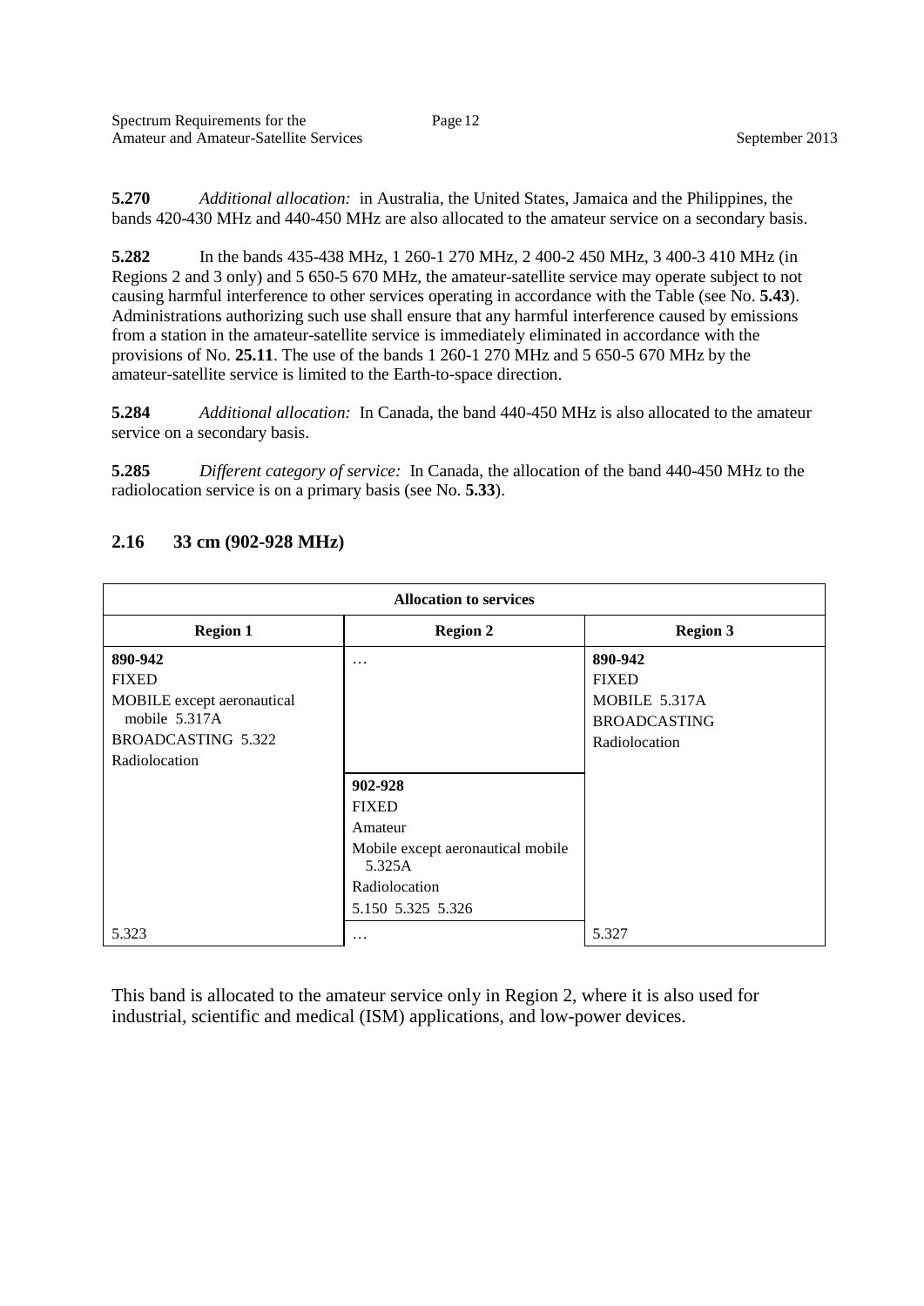**5.270** *Additional allocation:* in Australia, the United States, Jamaica and the Philippines, the bands 420-430 MHz and 440-450 MHz are also allocated to the amateur service on a secondary basis.

**5.282** In the bands 435-438 MHz, 1 260-1 270 MHz, 2 400-2 450 MHz, 3 400-3 410 MHz (in Regions 2 and 3 only) and 5 650-5 670 MHz, the amateur-satellite service may operate subject to not causing harmful interference to other services operating in accordance with the Table (see No. **5.43**). Administrations authorizing such use shall ensure that any harmful interference caused by emissions from a station in the amateur-satellite service is immediately eliminated in accordance with the provisions of No. **25.11**. The use of the bands 1 260-1 270 MHz and 5 650-5 670 MHz by the amateur-satellite service is limited to the Earth-to-space direction.

**5.284** *Additional allocation:* In Canada, the band 440-450 MHz is also allocated to the amateur service on a secondary basis.

**5.285** *Different category of service:* In Canada, the allocation of the band 440-450 MHz to the radiolocation service is on a primary basis (see No. **5.33**).

## 2.16 33 cm (902-928 MHz)

| Allocation to services | | |
|---|---|---|
| **Region 1** | **Region 2** | **Region 3** |
| **890-942**<br>FIXED<br>MOBILE except aeronautical mobile 5.317A<br>BROADCASTING 5.322<br>Radiolocation | … | **890-942**<br>FIXED<br>MOBILE 5.317A<br>BROADCASTING<br>Radiolocation |
| | **902-928**<br>FIXED<br>Amateur<br>Mobile except aeronautical mobile 5.325A<br>Radiolocation<br>5.150 5.325 5.326 | |
| 5.323 | … | 5.327 |

This band is allocated to the amateur service only in Region 2, where it is also used for industrial, scientific and medical (ISM) applications, and low-power devices.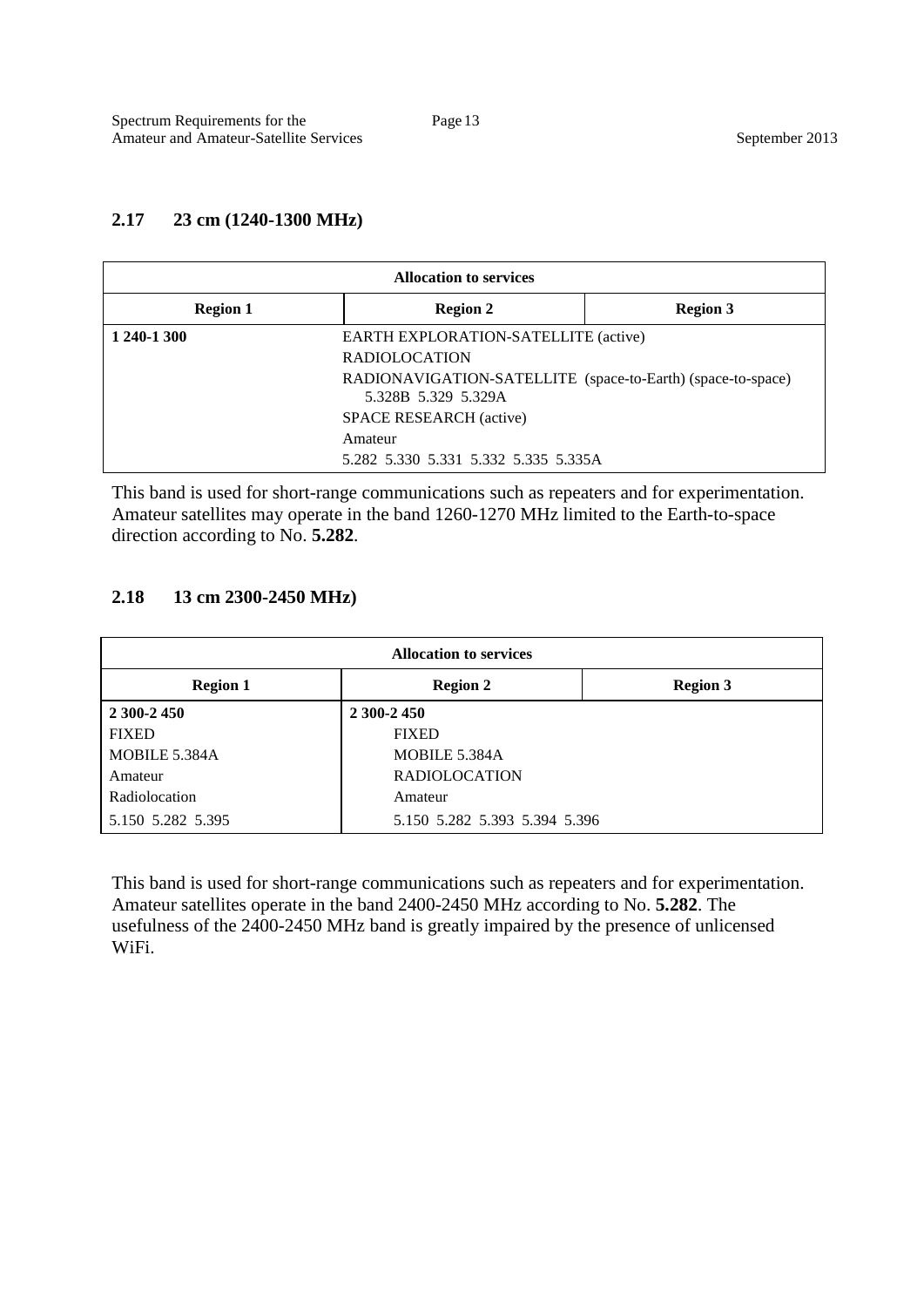## 2.17 23 cm (1240-1300 MHz)

| Allocation to services | | |
|---|---|---|
| **Region 1** | **Region 2** | **Region 3** |
| **1 240-1 300** | EARTH EXPLORATION-SATELLITE (active)<br>RADIOLOCATION<br>RADIONAVIGATION-SATELLITE (space-to-Earth) (space-to-space) 5.328B 5.329 5.329A<br>SPACE RESEARCH (active)<br>Amateur<br>5.282 5.330 5.331 5.332 5.335 5.335A | |

This band is used for short-range communications such as repeaters and for experimentation. Amateur satellites may operate in the band 1260-1270 MHz limited to the Earth-to-space direction according to No. **5.282**.

## 2.18 13 cm 2300-2450 MHz)

| Allocation to services | | |
|---|---|---|
| **Region 1** | **Region 2** | **Region 3** |
| **2 300-2 450**<br>FIXED<br>MOBILE 5.384A<br>Amateur<br>Radiolocation<br>5.150 5.282 5.395 | **2 300-2 450**<br>FIXED<br>MOBILE 5.384A<br>RADIOLOCATION<br>Amateur<br>5.150 5.282 5.393 5.394 5.396 | |

This band is used for short-range communications such as repeaters and for experimentation. Amateur satellites operate in the band 2400-2450 MHz according to No. **5.282**. The usefulness of the 2400-2450 MHz band is greatly impaired by the presence of unlicensed WiFi.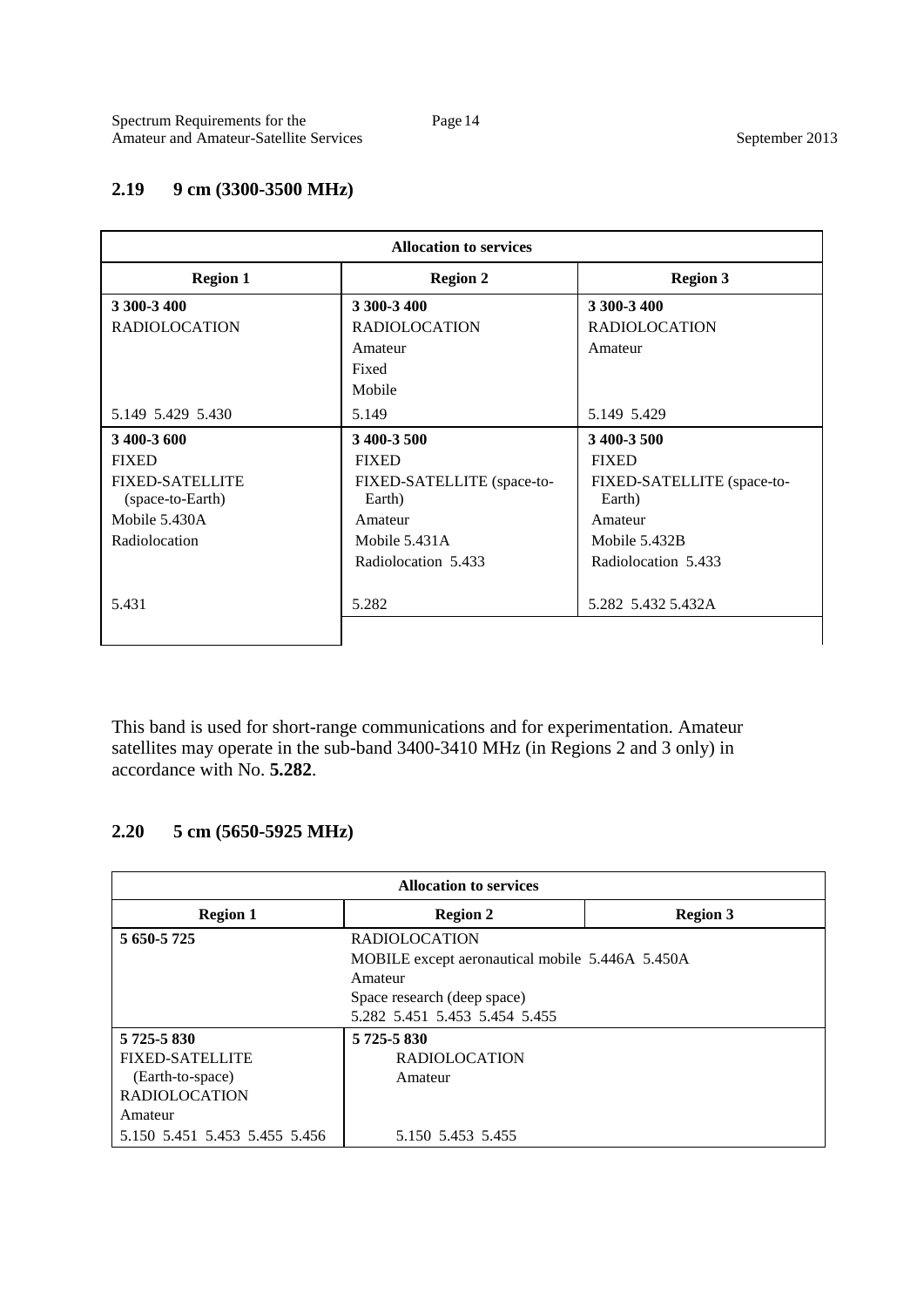## 2.19 9 cm (3300-3500 MHz)

| Allocation to services | | |
|---|---|---|
| **Region 1** | **Region 2** | **Region 3** |
| **3 300-3 400**<br>RADIOLOCATION<br><br>5.149 5.429 5.430 | **3 300-3 400**<br>RADIOLOCATION<br>Amateur<br>Fixed<br>Mobile<br>5.149 | **3 300-3 400**<br>RADIOLOCATION<br>Amateur<br><br>5.149 5.429 |
| **3 400-3 600**<br>FIXED<br>FIXED-SATELLITE (space-to-Earth)<br>Mobile 5.430A<br>Radiolocation<br><br>5.431 | **3 400-3 500**<br>FIXED<br>FIXED-SATELLITE (space-to-Earth)<br>Amateur<br>Mobile 5.431A<br>Radiolocation 5.433<br><br>5.282 | **3 400-3 500**<br>FIXED<br>FIXED-SATELLITE (space-to-Earth)<br>Amateur<br>Mobile 5.432B<br>Radiolocation 5.433<br><br>5.282 5.432 5.432A |

This band is used for short-range communications and for experimentation. Amateur satellites may operate in the sub-band 3400-3410 MHz (in Regions 2 and 3 only) in accordance with No. **5.282**.

## 2.20 5 cm (5650-5925 MHz)

| Allocation to services | | |
|---|---|---|
| **Region 1** | **Region 2** | **Region 3** |
| **5 650-5 725** | RADIOLOCATION<br>MOBILE except aeronautical mobile 5.446A 5.450A<br>Amateur<br>Space research (deep space)<br>5.282 5.451 5.453 5.454 5.455 | |
| **5 725-5 830**<br>FIXED-SATELLITE (Earth-to-space)<br>RADIOLOCATION<br>Amateur<br>5.150 5.451 5.453 5.455 5.456 | **5 725-5 830**<br>RADIOLOCATION<br>Amateur<br><br>5.150 5.453 5.455 | |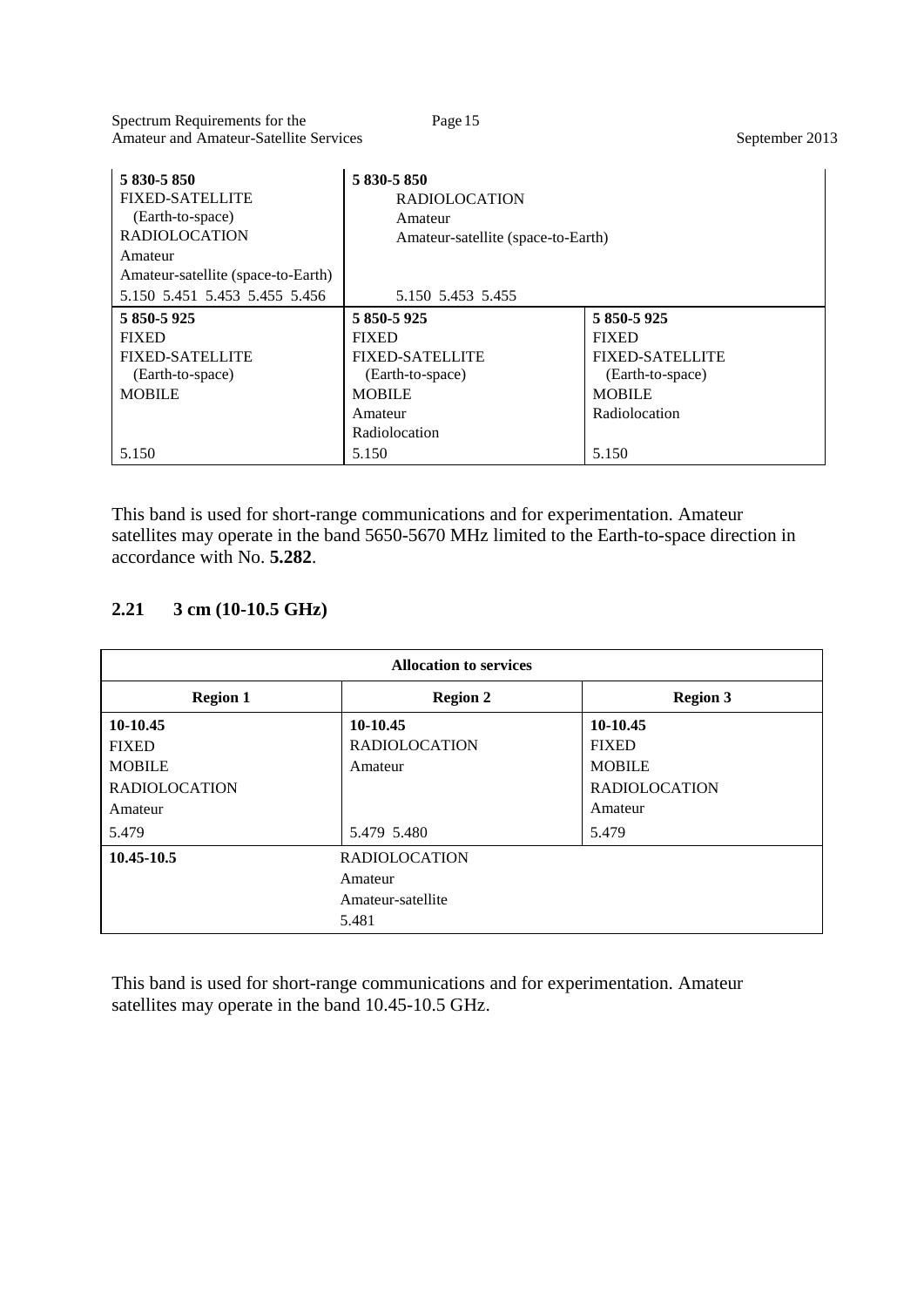| | | |
|---|---|---|
| **5 830-5 850**<br>FIXED-SATELLITE<br>(Earth-to-space)<br>RADIOLOCATION<br>Amateur<br>Amateur-satellite (space-to-Earth)<br>5.150 5.451 5.453 5.455 5.456 | **5 830-5 850**<br>RADIOLOCATION<br>Amateur<br>Amateur-satellite (space-to-Earth)<br>5.150 5.453 5.455 | |
| **5 850-5 925**<br>FIXED<br>FIXED-SATELLITE<br>(Earth-to-space)<br>MOBILE<br>5.150 | **5 850-5 925**<br>FIXED<br>FIXED-SATELLITE<br>(Earth-to-space)<br>MOBILE<br>Amateur<br>Radiolocation<br>5.150 | **5 850-5 925**<br>FIXED<br>FIXED-SATELLITE<br>(Earth-to-space)<br>MOBILE<br>Radiolocation<br>5.150 |

This band is used for short-range communications and for experimentation. Amateur satellites may operate in the band 5650-5670 MHz limited to the Earth-to-space direction in accordance with No. **5.282**.

## 2.21 3 cm (10-10.5 GHz)

| **Allocation to services** | | |
|---|---|---|
| **Region 1** | **Region 2** | **Region 3** |
| **10-10.45**<br>FIXED<br>MOBILE<br>RADIOLOCATION<br>Amateur<br>5.479 | **10-10.45**<br>RADIOLOCATION<br>Amateur<br>5.479 5.480 | **10-10.45**<br>FIXED<br>MOBILE<br>RADIOLOCATION<br>Amateur<br>5.479 |
| **10.45-10.5** | RADIOLOCATION<br>Amateur<br>Amateur-satellite<br>5.481 | |

This band is used for short-range communications and for experimentation. Amateur satellites may operate in the band 10.45-10.5 GHz.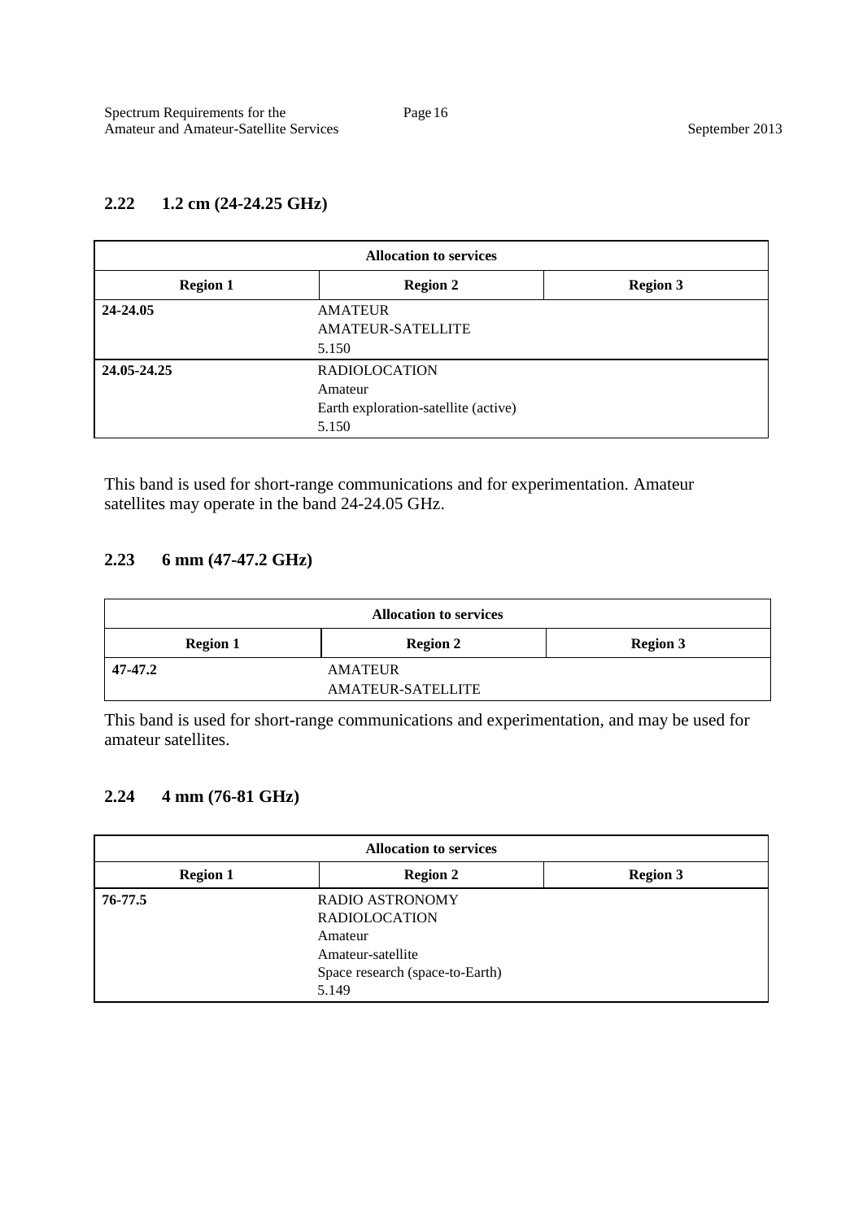### 2.22 1.2 cm (24-24.25 GHz)

| Allocation to services | | |
|---|---|---|
| **Region 1** | **Region 2** | **Region 3** |
| **24-24.05** | AMATEUR<br>AMATEUR-SATELLITE<br>5.150 | |
| **24.05-24.25** | RADIOLOCATION<br>Amateur<br>Earth exploration-satellite (active)<br>5.150 | |

This band is used for short-range communications and for experimentation. Amateur satellites may operate in the band 24-24.05 GHz.

### 2.23 6 mm (47-47.2 GHz)

| Allocation to services | | |
|---|---|---|
| **Region 1** | **Region 2** | **Region 3** |
| **47-47.2** | AMATEUR<br>AMATEUR-SATELLITE | |

This band is used for short-range communications and experimentation, and may be used for amateur satellites.

### 2.24 4 mm (76-81 GHz)

| Allocation to services | | |
|---|---|---|
| **Region 1** | **Region 2** | **Region 3** |
| **76-77.5** | RADIO ASTRONOMY<br>RADIOLOCATION<br>Amateur<br>Amateur-satellite<br>Space research (space-to-Earth)<br>5.149 | |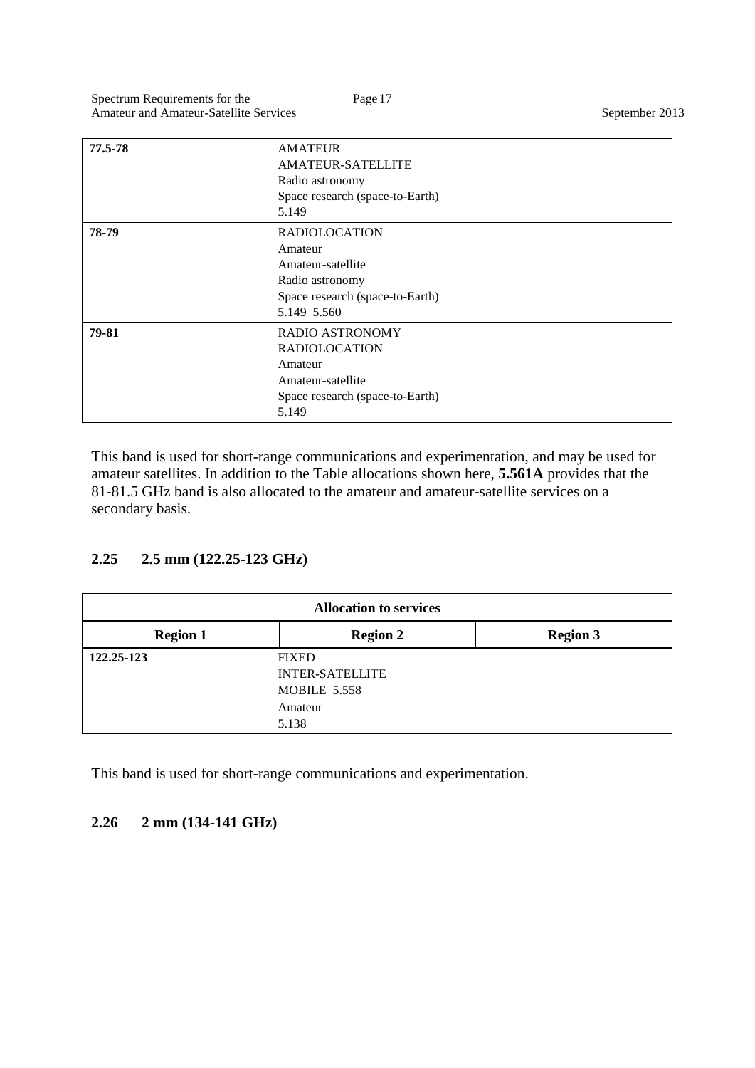| | | |
|---|---|---|
| **77.5-78** | AMATEUR<br>AMATEUR-SATELLITE<br>Radio astronomy<br>Space research (space-to-Earth)<br>5.149 | |
| **78-79** | RADIOLOCATION<br>Amateur<br>Amateur-satellite<br>Radio astronomy<br>Space research (space-to-Earth)<br>5.149 5.560 | |
| **79-81** | RADIO ASTRONOMY<br>RADIOLOCATION<br>Amateur<br>Amateur-satellite<br>Space research (space-to-Earth)<br>5.149 | |

This band is used for short-range communications and experimentation, and may be used for amateur satellites. In addition to the Table allocations shown here, **5.561A** provides that the 81-81.5 GHz band is also allocated to the amateur and amateur-satellite services on a secondary basis.

## 2.25 2.5 mm (122.25-123 GHz)

| Allocation to services | | |
|---|---|---|
| **Region 1** | **Region 2** | **Region 3** |
| **122.25-123** | FIXED<br>INTER-SATELLITE<br>MOBILE 5.558<br>Amateur<br>5.138 | |

This band is used for short-range communications and experimentation.

## 2.26 2 mm (134-141 GHz)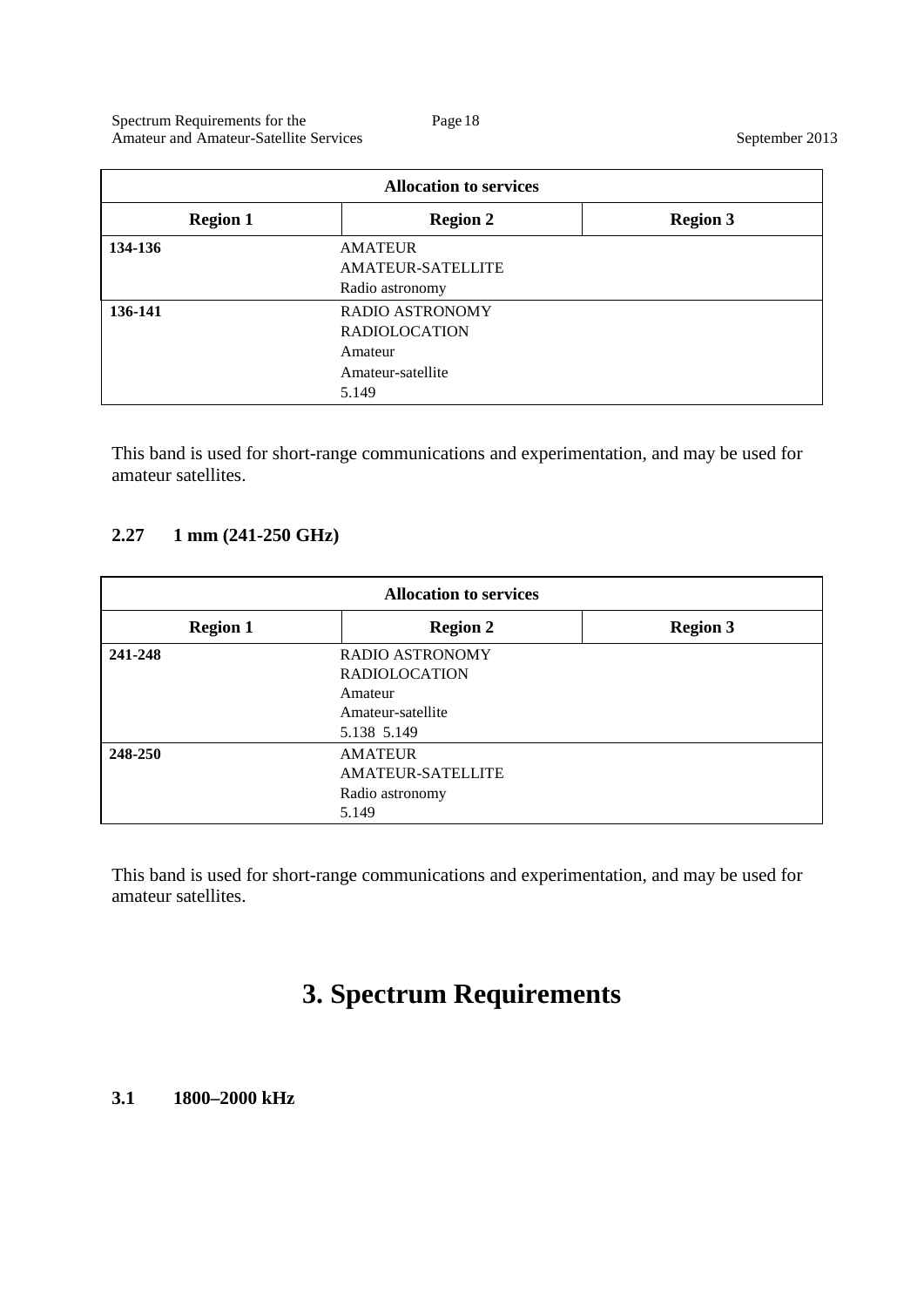| Allocation to services | | |
|---|---|---|
| **Region 1** | **Region 2** | **Region 3** |
| **134-136** | AMATEUR<br>AMATEUR-SATELLITE<br>Radio astronomy | |
| **136-141** | RADIO ASTRONOMY<br>RADIOLOCATION<br>Amateur<br>Amateur-satellite<br>5.149 | |

This band is used for short-range communications and experimentation, and may be used for amateur satellites.

### 2.27 1 mm (241-250 GHz)

| Allocation to services | | |
|---|---|---|
| **Region 1** | **Region 2** | **Region 3** |
| **241-248** | RADIO ASTRONOMY<br>RADIOLOCATION<br>Amateur<br>Amateur-satellite<br>5.138 5.149 | |
| **248-250** | AMATEUR<br>AMATEUR-SATELLITE<br>Radio astronomy<br>5.149 | |

This band is used for short-range communications and experimentation, and may be used for amateur satellites.

# 3. Spectrum Requirements

### 3.1 1800–2000 kHz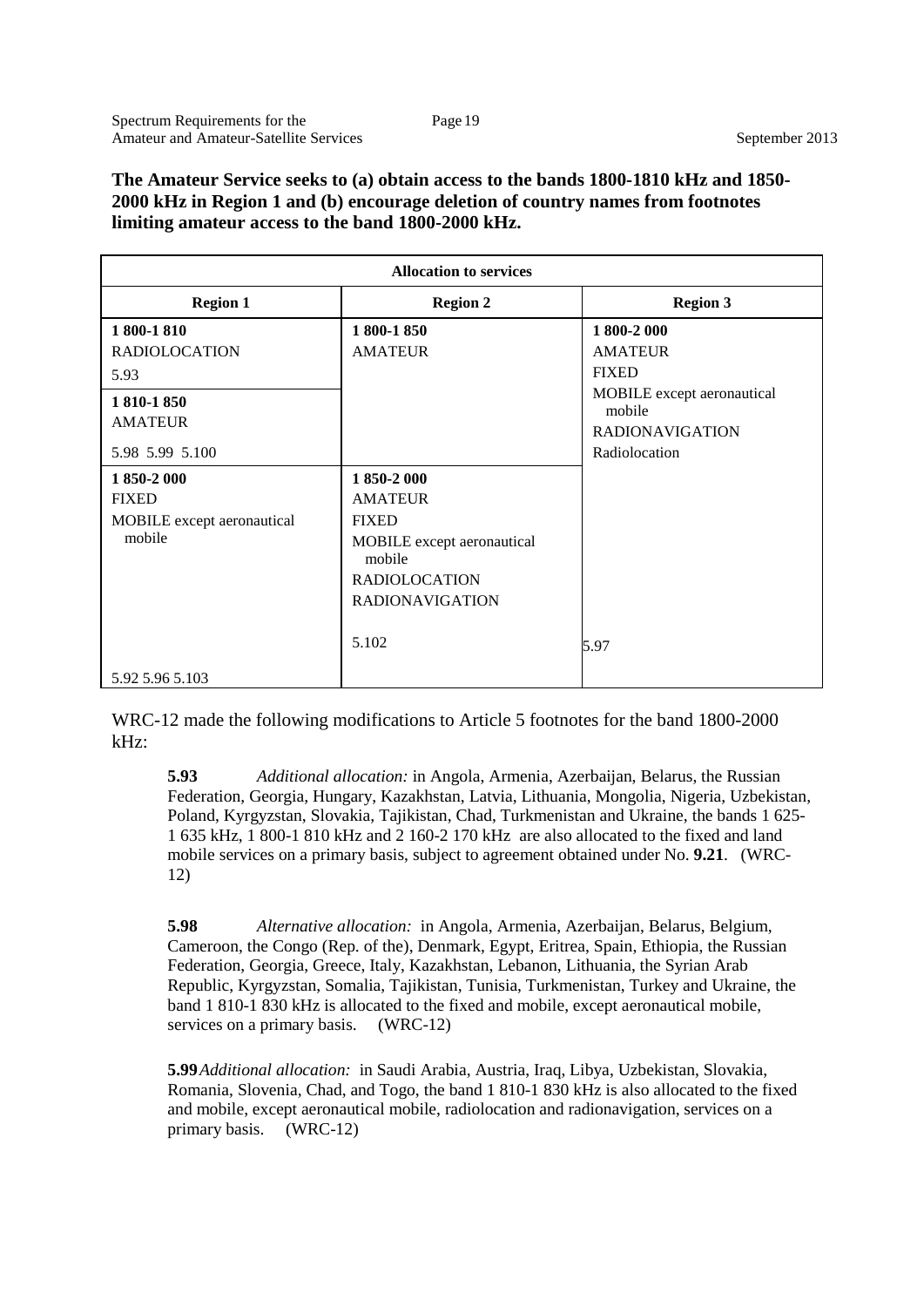**The Amateur Service seeks to (a) obtain access to the bands 1800-1810 kHz and 1850-2000 kHz in Region 1 and (b) encourage deletion of country names from footnotes limiting amateur access to the band 1800-2000 kHz.**

| Allocation to services | | |
|---|---|---|
| **Region 1** | **Region 2** | **Region 3** |
| **1 800-1 810**<br>RADIOLOCATION<br>5.93 | **1 800-1 850**<br>AMATEUR | **1 800-2 000**<br>AMATEUR<br>FIXED<br>MOBILE except aeronautical mobile<br>RADIONAVIGATION<br>Radiolocation |
| **1 810-1 850**<br>AMATEUR<br>5.98 5.99 5.100 | | |
| **1 850-2 000**<br>FIXED<br>MOBILE except aeronautical mobile<br><br>5.92 5.96 5.103 | **1 850-2 000**<br>AMATEUR<br>FIXED<br>MOBILE except aeronautical mobile<br>RADIOLOCATION<br>RADIONAVIGATION<br><br>5.102 | 5.97 |

WRC-12 made the following modifications to Article 5 footnotes for the band 1800-2000 kHz:

> **5.93** *Additional allocation:* in Angola, Armenia, Azerbaijan, Belarus, the Russian Federation, Georgia, Hungary, Kazakhstan, Latvia, Lithuania, Mongolia, Nigeria, Uzbekistan, Poland, Kyrgyzstan, Slovakia, Tajikistan, Chad, Turkmenistan and Ukraine, the bands 1 625-1 635 kHz, 1 800-1 810 kHz and 2 160-2 170 kHz are also allocated to the fixed and land mobile services on a primary basis, subject to agreement obtained under No. **9.21**. (WRC-12)

> **5.98** *Alternative allocation:* in Angola, Armenia, Azerbaijan, Belarus, Belgium, Cameroon, the Congo (Rep. of the), Denmark, Egypt, Eritrea, Spain, Ethiopia, the Russian Federation, Georgia, Greece, Italy, Kazakhstan, Lebanon, Lithuania, the Syrian Arab Republic, Kyrgyzstan, Somalia, Tajikistan, Tunisia, Turkmenistan, Turkey and Ukraine, the band 1 810-1 830 kHz is allocated to the fixed and mobile, except aeronautical mobile, services on a primary basis. (WRC-12)

> **5.99** *Additional allocation:* in Saudi Arabia, Austria, Iraq, Libya, Uzbekistan, Slovakia, Romania, Slovenia, Chad, and Togo, the band 1 810-1 830 kHz is also allocated to the fixed and mobile, except aeronautical mobile, radiolocation and radionavigation, services on a primary basis. (WRC-12)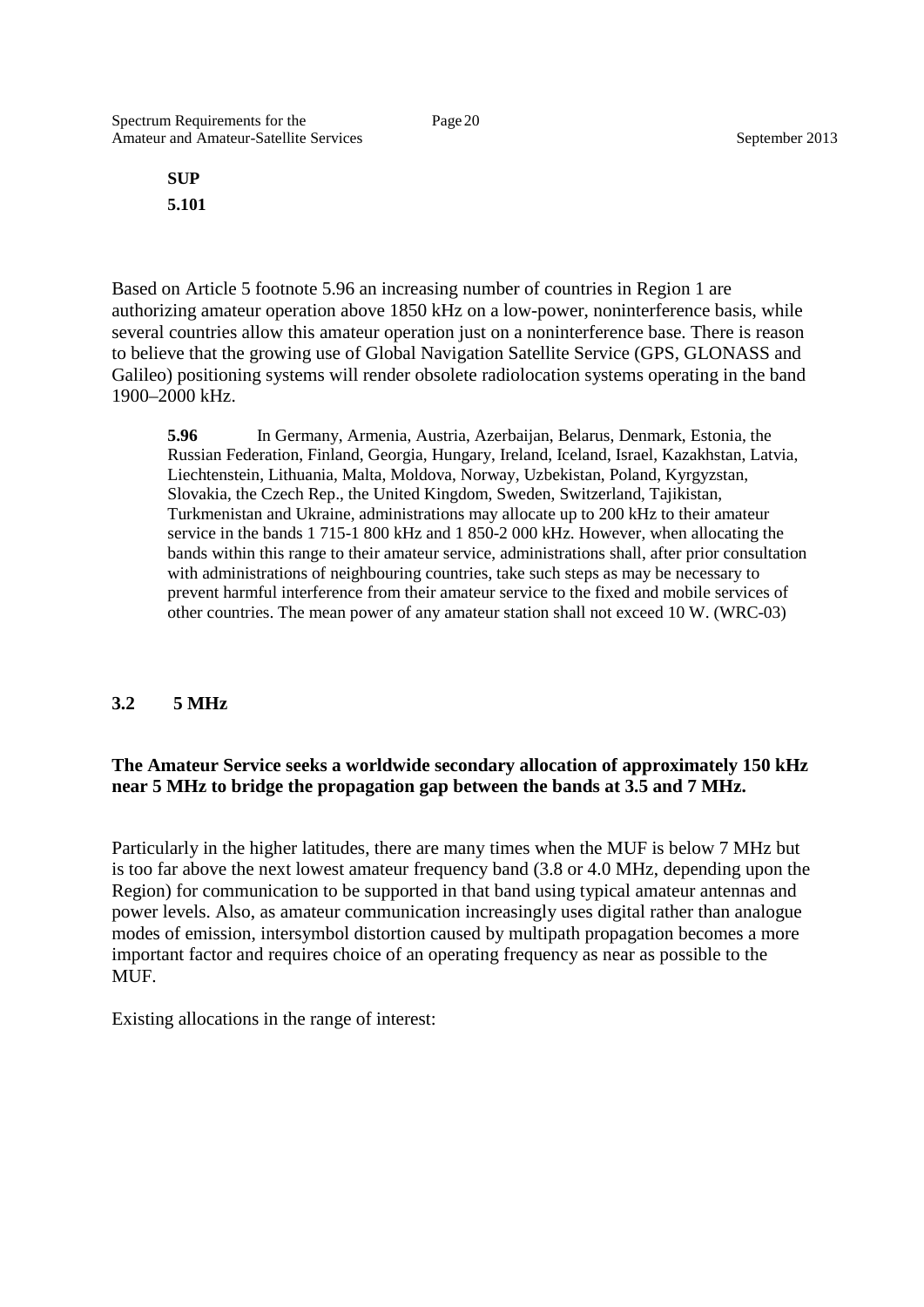**SUP**

**5.101**

Based on Article 5 footnote 5.96 an increasing number of countries in Region 1 are authorizing amateur operation above 1850 kHz on a low-power, noninterference basis, while several countries allow this amateur operation just on a noninterference base. There is reason to believe that the growing use of Global Navigation Satellite Service (GPS, GLONASS and Galileo) positioning systems will render obsolete radiolocation systems operating in the band 1900–2000 kHz.

> **5.96** In Germany, Armenia, Austria, Azerbaijan, Belarus, Denmark, Estonia, the Russian Federation, Finland, Georgia, Hungary, Ireland, Iceland, Israel, Kazakhstan, Latvia, Liechtenstein, Lithuania, Malta, Moldova, Norway, Uzbekistan, Poland, Kyrgyzstan, Slovakia, the Czech Rep., the United Kingdom, Sweden, Switzerland, Tajikistan, Turkmenistan and Ukraine, administrations may allocate up to 200 kHz to their amateur service in the bands 1 715-1 800 kHz and 1 850-2 000 kHz. However, when allocating the bands within this range to their amateur service, administrations shall, after prior consultation with administrations of neighbouring countries, take such steps as may be necessary to prevent harmful interference from their amateur service to the fixed and mobile services of other countries. The mean power of any amateur station shall not exceed 10 W. (WRC-03)

## 3.2 5 MHz

**The Amateur Service seeks a worldwide secondary allocation of approximately 150 kHz near 5 MHz to bridge the propagation gap between the bands at 3.5 and 7 MHz.**

Particularly in the higher latitudes, there are many times when the MUF is below 7 MHz but is too far above the next lowest amateur frequency band (3.8 or 4.0 MHz, depending upon the Region) for communication to be supported in that band using typical amateur antennas and power levels. Also, as amateur communication increasingly uses digital rather than analogue modes of emission, intersymbol distortion caused by multipath propagation becomes a more important factor and requires choice of an operating frequency as near as possible to the MUF.

Existing allocations in the range of interest: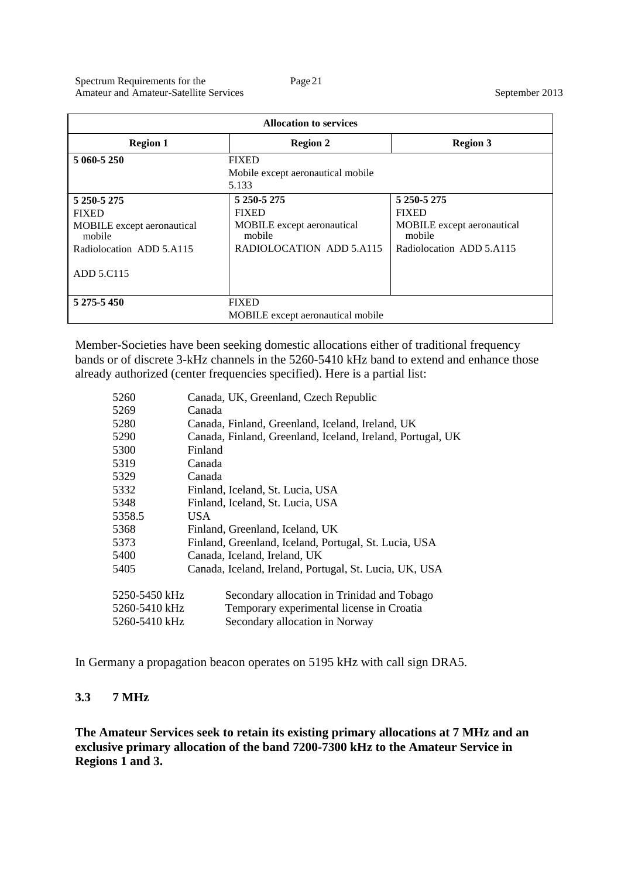| Allocation to services | | |
|---|---|---|
| **Region 1** | **Region 2** | **Region 3** |
| **5 060-5 250** | FIXED<br>Mobile except aeronautical mobile<br>5.133 | |
| **5 250-5 275**<br>FIXED<br>MOBILE except aeronautical mobile<br>Radiolocation ADD 5.A115<br>ADD 5.C115 | **5 250-5 275**<br>FIXED<br>MOBILE except aeronautical mobile<br>RADIOLOCATION ADD 5.A115 | **5 250-5 275**<br>FIXED<br>MOBILE except aeronautical mobile<br>Radiolocation ADD 5.A115 |
| **5 275-5 450** | FIXED<br>MOBILE except aeronautical mobile | |

Member-Societies have been seeking domestic allocations either of traditional frequency bands or of discrete 3-kHz channels in the 5260-5410 kHz band to extend and enhance those already authorized (center frequencies specified). Here is a partial list:

| | |
|---|---|
| 5260 | Canada, UK, Greenland, Czech Republic |
| 5269 | Canada |
| 5280 | Canada, Finland, Greenland, Iceland, Ireland, UK |
| 5290 | Canada, Finland, Greenland, Iceland, Ireland, Portugal, UK |
| 5300 | Finland |
| 5319 | Canada |
| 5329 | Canada |
| 5332 | Finland, Iceland, St. Lucia, USA |
| 5348 | Finland, Iceland, St. Lucia, USA |
| 5358.5 | USA |
| 5368 | Finland, Greenland, Iceland, UK |
| 5373 | Finland, Greenland, Iceland, Portugal, St. Lucia, USA |
| 5400 | Canada, Iceland, Ireland, UK |
| 5405 | Canada, Iceland, Ireland, Portugal, St. Lucia, UK, USA |

| | |
|---|---|
| 5250-5450 kHz | Secondary allocation in Trinidad and Tobago |
| 5260-5410 kHz | Temporary experimental license in Croatia |
| 5260-5410 kHz | Secondary allocation in Norway |

In Germany a propagation beacon operates on 5195 kHz with call sign DRA5.

### 3.3 7 MHz

**The Amateur Services seek to retain its existing primary allocations at 7 MHz and an exclusive primary allocation of the band 7200-7300 kHz to the Amateur Service in Regions 1 and 3.**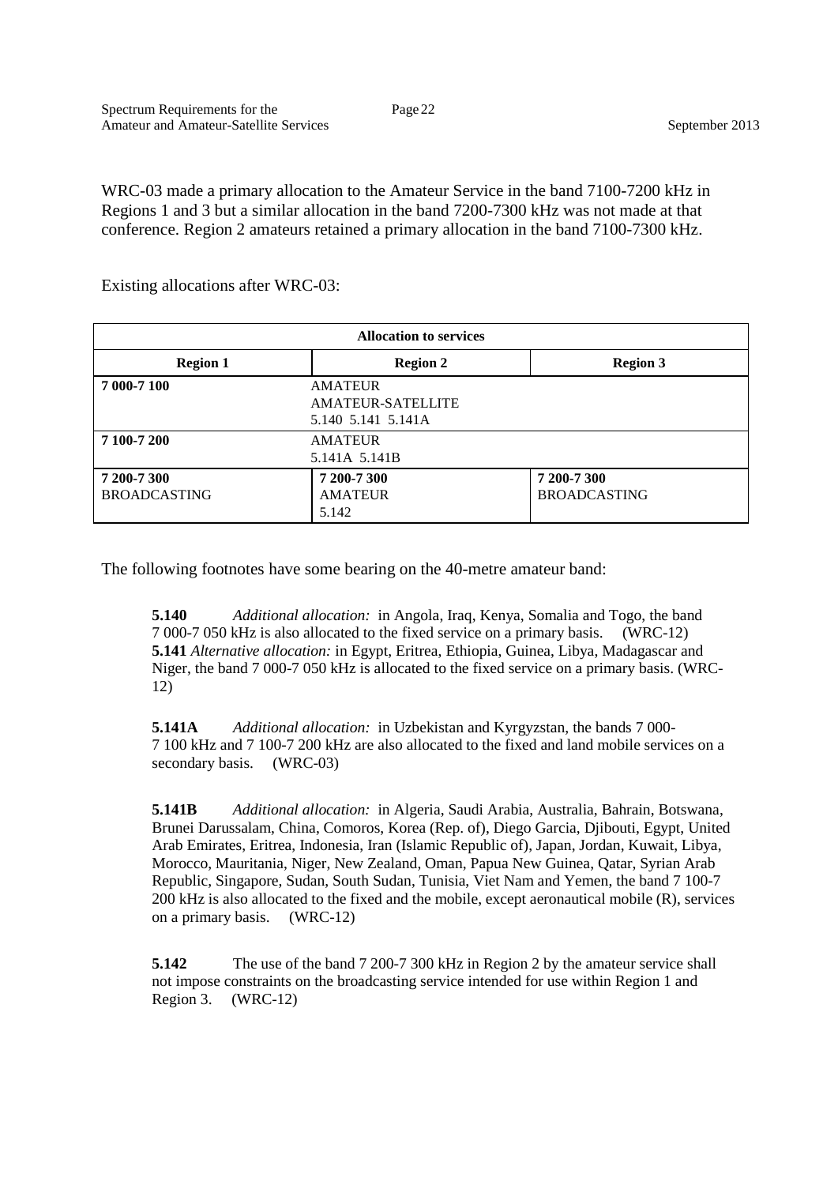WRC-03 made a primary allocation to the Amateur Service in the band 7100-7200 kHz in Regions 1 and 3 but a similar allocation in the band 7200-7300 kHz was not made at that conference. Region 2 amateurs retained a primary allocation in the band 7100-7300 kHz.

Existing allocations after WRC-03:

| Allocation to services | | |
|---|---|---|
| **Region 1** | **Region 2** | **Region 3** |
| **7 000-7 100** | AMATEUR<br>AMATEUR-SATELLITE<br>5.140 5.141 5.141A | |
| **7 100-7 200** | AMATEUR<br>5.141A 5.141B | |
| **7 200-7 300**<br>BROADCASTING | **7 200-7 300**<br>AMATEUR<br>5.142 | **7 200-7 300**<br>BROADCASTING |

The following footnotes have some bearing on the 40-metre amateur band:

**5.140** *Additional allocation:* in Angola, Iraq, Kenya, Somalia and Togo, the band 7 000-7 050 kHz is also allocated to the fixed service on a primary basis. (WRC-12)
**5.141** *Alternative allocation:* in Egypt, Eritrea, Ethiopia, Guinea, Libya, Madagascar and Niger, the band 7 000-7 050 kHz is allocated to the fixed service on a primary basis. (WRC-12)

**5.141A** *Additional allocation:* in Uzbekistan and Kyrgyzstan, the bands 7 000-7 100 kHz and 7 100-7 200 kHz are also allocated to the fixed and land mobile services on a secondary basis. (WRC-03)

**5.141B** *Additional allocation:* in Algeria, Saudi Arabia, Australia, Bahrain, Botswana, Brunei Darussalam, China, Comoros, Korea (Rep. of), Diego Garcia, Djibouti, Egypt, United Arab Emirates, Eritrea, Indonesia, Iran (Islamic Republic of), Japan, Jordan, Kuwait, Libya, Morocco, Mauritania, Niger, New Zealand, Oman, Papua New Guinea, Qatar, Syrian Arab Republic, Singapore, Sudan, South Sudan, Tunisia, Viet Nam and Yemen, the band 7 100-7 200 kHz is also allocated to the fixed and the mobile, except aeronautical mobile (R), services on a primary basis. (WRC-12)

**5.142** The use of the band 7 200-7 300 kHz in Region 2 by the amateur service shall not impose constraints on the broadcasting service intended for use within Region 1 and Region 3. (WRC-12)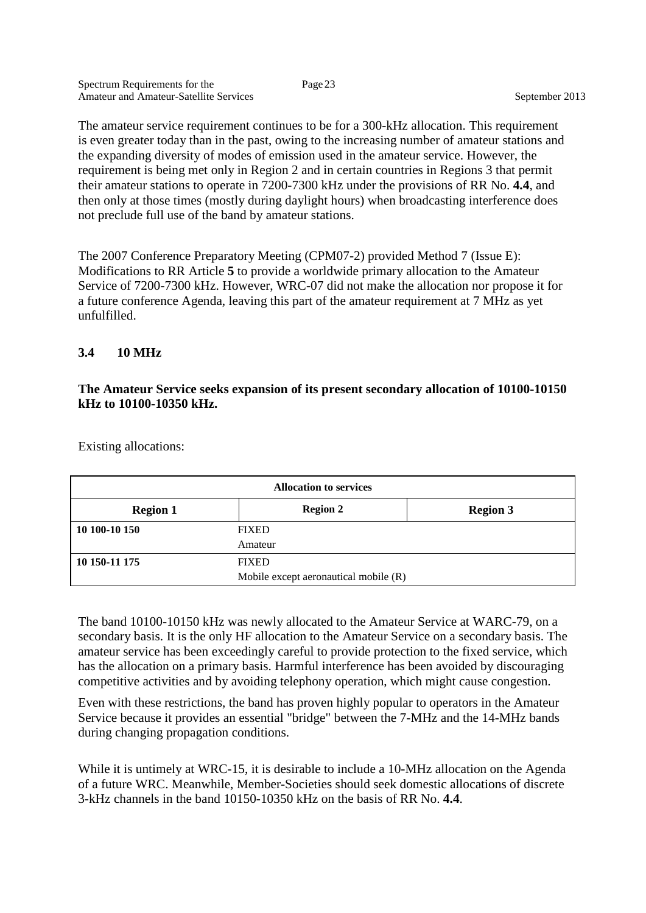The amateur service requirement continues to be for a 300-kHz allocation. This requirement is even greater today than in the past, owing to the increasing number of amateur stations and the expanding diversity of modes of emission used in the amateur service. However, the requirement is being met only in Region 2 and in certain countries in Regions 3 that permit their amateur stations to operate in 7200-7300 kHz under the provisions of RR No. **4.4**, and then only at those times (mostly during daylight hours) when broadcasting interference does not preclude full use of the band by amateur stations.

The 2007 Conference Preparatory Meeting (CPM07-2) provided Method 7 (Issue E): Modifications to RR Article **5** to provide a worldwide primary allocation to the Amateur Service of 7200-7300 kHz. However, WRC-07 did not make the allocation nor propose it for a future conference Agenda, leaving this part of the amateur requirement at 7 MHz as yet unfulfilled.

### 3.4 10 MHz

**The Amateur Service seeks expansion of its present secondary allocation of 10100-10150 kHz to 10100-10350 kHz.**

Existing allocations:

| Allocation to services | | |
|---|---|---|
| **Region 1** | **Region 2** | **Region 3** |
| **10 100-10 150** | FIXED<br>Amateur | |
| **10 150-11 175** | FIXED<br>Mobile except aeronautical mobile (R) | |

The band 10100-10150 kHz was newly allocated to the Amateur Service at WARC-79, on a secondary basis. It is the only HF allocation to the Amateur Service on a secondary basis. The amateur service has been exceedingly careful to provide protection to the fixed service, which has the allocation on a primary basis. Harmful interference has been avoided by discouraging competitive activities and by avoiding telephony operation, which might cause congestion.

Even with these restrictions, the band has proven highly popular to operators in the Amateur Service because it provides an essential "bridge" between the 7-MHz and the 14-MHz bands during changing propagation conditions.

While it is untimely at WRC-15, it is desirable to include a 10-MHz allocation on the Agenda of a future WRC. Meanwhile, Member-Societies should seek domestic allocations of discrete 3-kHz channels in the band 10150-10350 kHz on the basis of RR No. **4.4**.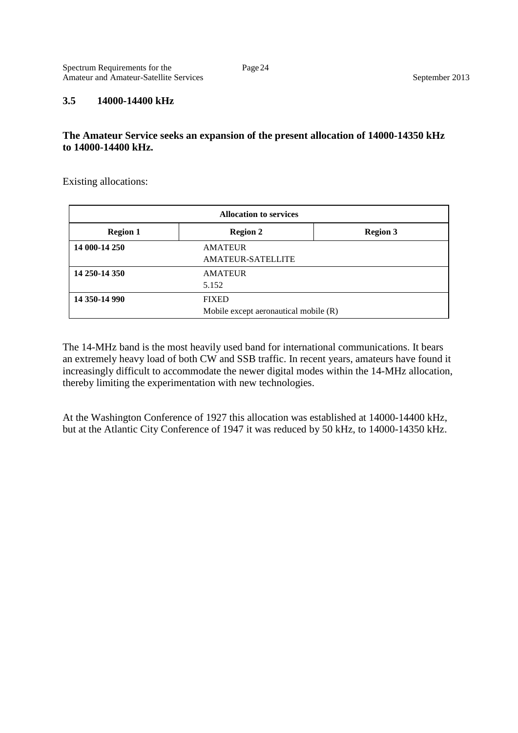### 3.5 14000-14400 kHz

**The Amateur Service seeks an expansion of the present allocation of 14000-14350 kHz to 14000-14400 kHz.**

Existing allocations:

| Allocation to services | | |
|---|---|---|
| **Region 1** | **Region 2** | **Region 3** |
| **14 000-14 250** | AMATEUR<br>AMATEUR-SATELLITE | |
| **14 250-14 350** | AMATEUR<br>5.152 | |
| **14 350-14 990** | FIXED<br>Mobile except aeronautical mobile (R) | |

The 14-MHz band is the most heavily used band for international communications. It bears an extremely heavy load of both CW and SSB traffic. In recent years, amateurs have found it increasingly difficult to accommodate the newer digital modes within the 14-MHz allocation, thereby limiting the experimentation with new technologies.

At the Washington Conference of 1927 this allocation was established at 14000-14400 kHz, but at the Atlantic City Conference of 1947 it was reduced by 50 kHz, to 14000-14350 kHz.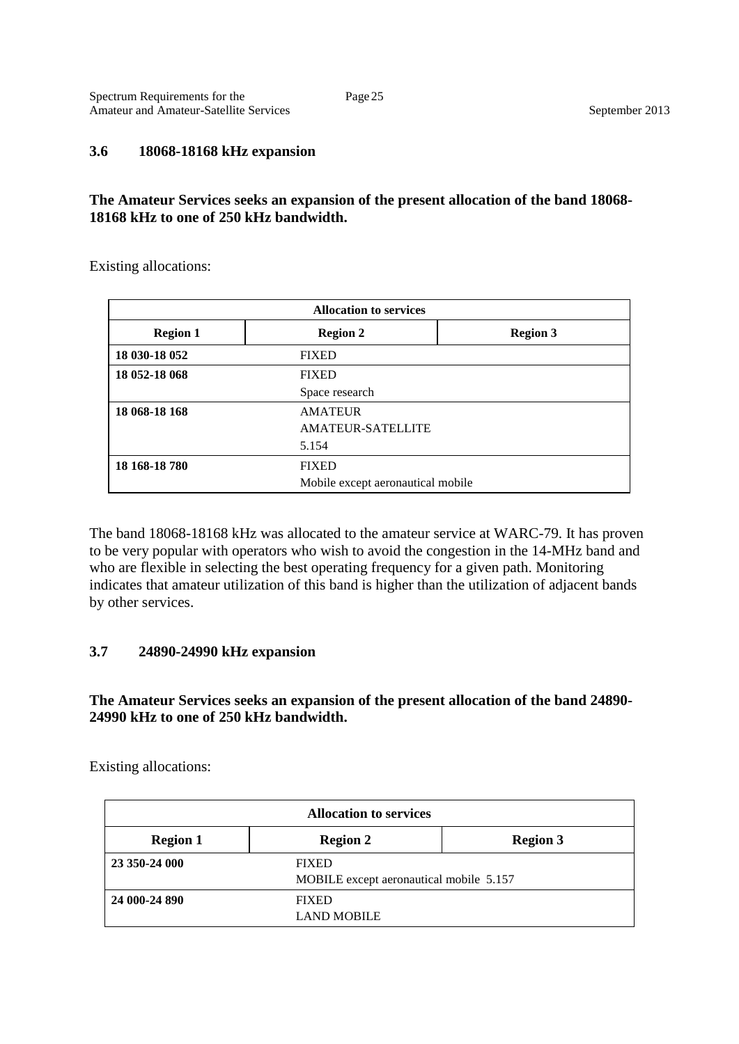### 3.6 18068-18168 kHz expansion

**The Amateur Services seeks an expansion of the present allocation of the band 18068-18168 kHz to one of 250 kHz bandwidth.**

Existing allocations:

| Allocation to services | | |
|---|---|---|
| **Region 1** | **Region 2** | **Region 3** |
| **18 030-18 052** | FIXED | |
| **18 052-18 068** | FIXED<br>Space research | |
| **18 068-18 168** | AMATEUR<br>AMATEUR-SATELLITE<br>5.154 | |
| **18 168-18 780** | FIXED<br>Mobile except aeronautical mobile | |

The band 18068-18168 kHz was allocated to the amateur service at WARC-79. It has proven to be very popular with operators who wish to avoid the congestion in the 14-MHz band and who are flexible in selecting the best operating frequency for a given path. Monitoring indicates that amateur utilization of this band is higher than the utilization of adjacent bands by other services.

### 3.7 24890-24990 kHz expansion

**The Amateur Services seeks an expansion of the present allocation of the band 24890-24990 kHz to one of 250 kHz bandwidth.**

Existing allocations:

| Allocation to services | | |
|---|---|---|
| **Region 1** | **Region 2** | **Region 3** |
| **23 350-24 000** | FIXED<br>MOBILE except aeronautical mobile 5.157 | |
| **24 000-24 890** | FIXED<br>LAND MOBILE | |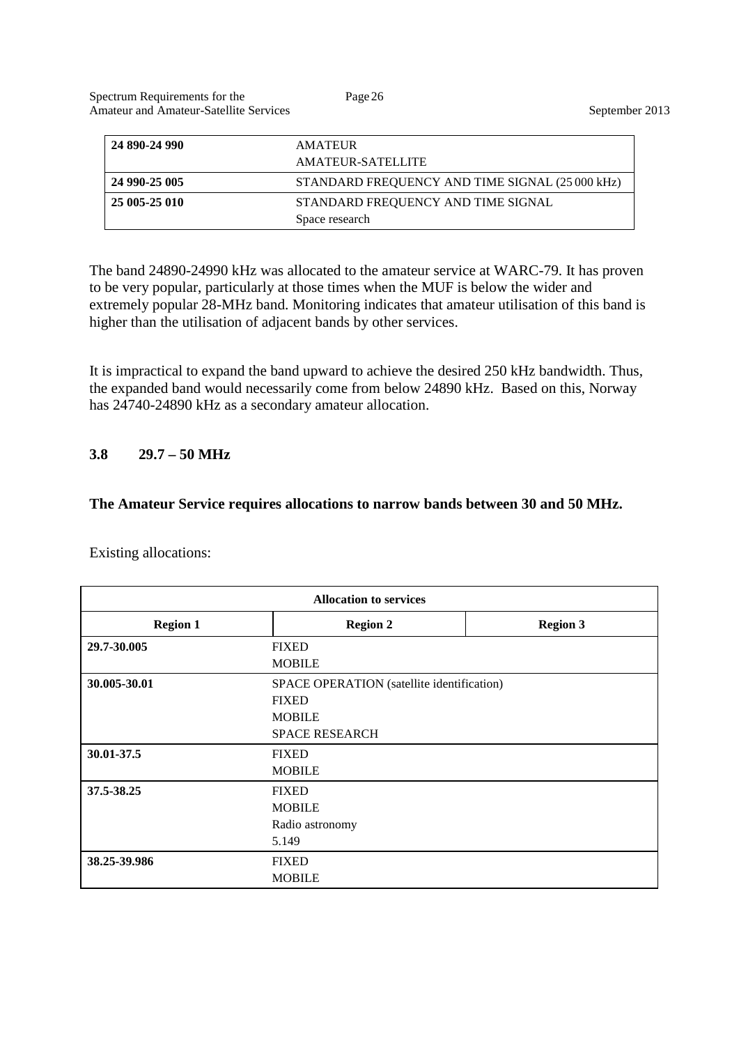| 24 890-24 990 | AMATEUR<br>AMATEUR-SATELLITE |
|---|---|
| 24 990-25 005 | STANDARD FREQUENCY AND TIME SIGNAL (25 000 kHz) |
| 25 005-25 010 | STANDARD FREQUENCY AND TIME SIGNAL<br>Space research |

The band 24890-24990 kHz was allocated to the amateur service at WARC-79. It has proven to be very popular, particularly at those times when the MUF is below the wider and extremely popular 28-MHz band. Monitoring indicates that amateur utilisation of this band is higher than the utilisation of adjacent bands by other services.

It is impractical to expand the band upward to achieve the desired 250 kHz bandwidth. Thus, the expanded band would necessarily come from below 24890 kHz. Based on this, Norway has 24740-24890 kHz as a secondary amateur allocation.

## 3.8 29.7 – 50 MHz

**The Amateur Service requires allocations to narrow bands between 30 and 50 MHz.**

Existing allocations:

| Allocation to services | | |
|---|---|---|
| **Region 1** | **Region 2** | **Region 3** |
| **29.7-30.005** | FIXED<br>MOBILE | |
| **30.005-30.01** | SPACE OPERATION (satellite identification)<br>FIXED<br>MOBILE<br>SPACE RESEARCH | |
| **30.01-37.5** | FIXED<br>MOBILE | |
| **37.5-38.25** | FIXED<br>MOBILE<br>Radio astronomy<br>5.149 | |
| **38.25-39.986** | FIXED<br>MOBILE | |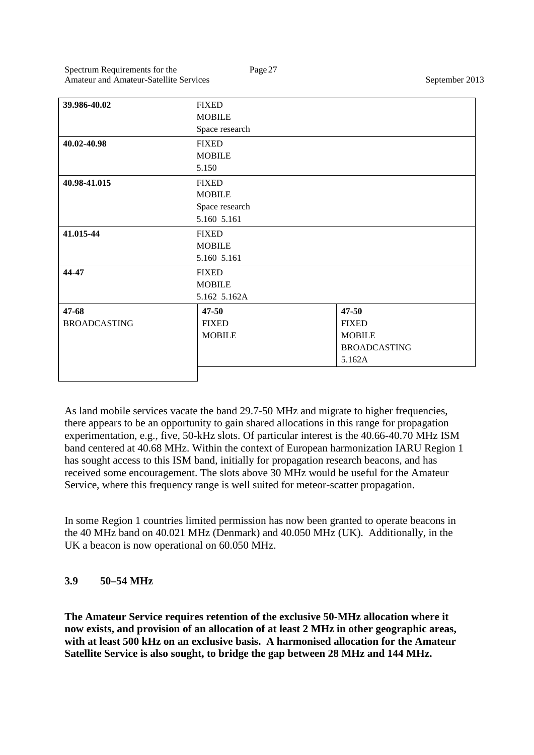| | | |
|---|---|---|
| **39.986-40.02** | FIXED<br>MOBILE<br>Space research | |
| **40.02-40.98** | FIXED<br>MOBILE<br>5.150 | |
| **40.98-41.015** | FIXED<br>MOBILE<br>Space research<br>5.160 5.161 | |
| **41.015-44** | FIXED<br>MOBILE<br>5.160 5.161 | |
| **44-47** | FIXED<br>MOBILE<br>5.162 5.162A | |
| **47-68**<br>BROADCASTING | **47-50**<br>FIXED<br>MOBILE | **47-50**<br>FIXED<br>MOBILE<br>BROADCASTING<br>5.162A |

As land mobile services vacate the band 29.7-50 MHz and migrate to higher frequencies, there appears to be an opportunity to gain shared allocations in this range for propagation experimentation, e.g., five, 50-kHz slots. Of particular interest is the 40.66-40.70 MHz ISM band centered at 40.68 MHz. Within the context of European harmonization IARU Region 1 has sought access to this ISM band, initially for propagation research beacons, and has received some encouragement. The slots above 30 MHz would be useful for the Amateur Service, where this frequency range is well suited for meteor-scatter propagation.

In some Region 1 countries limited permission has now been granted to operate beacons in the 40 MHz band on 40.021 MHz (Denmark) and 40.050 MHz (UK). Additionally, in the UK a beacon is now operational on 60.050 MHz.

### 3.9 50–54 MHz

**The Amateur Service requires retention of the exclusive 50-MHz allocation where it now exists, and provision of an allocation of at least 2 MHz in other geographic areas, with at least 500 kHz on an exclusive basis. A harmonised allocation for the Amateur Satellite Service is also sought, to bridge the gap between 28 MHz and 144 MHz.**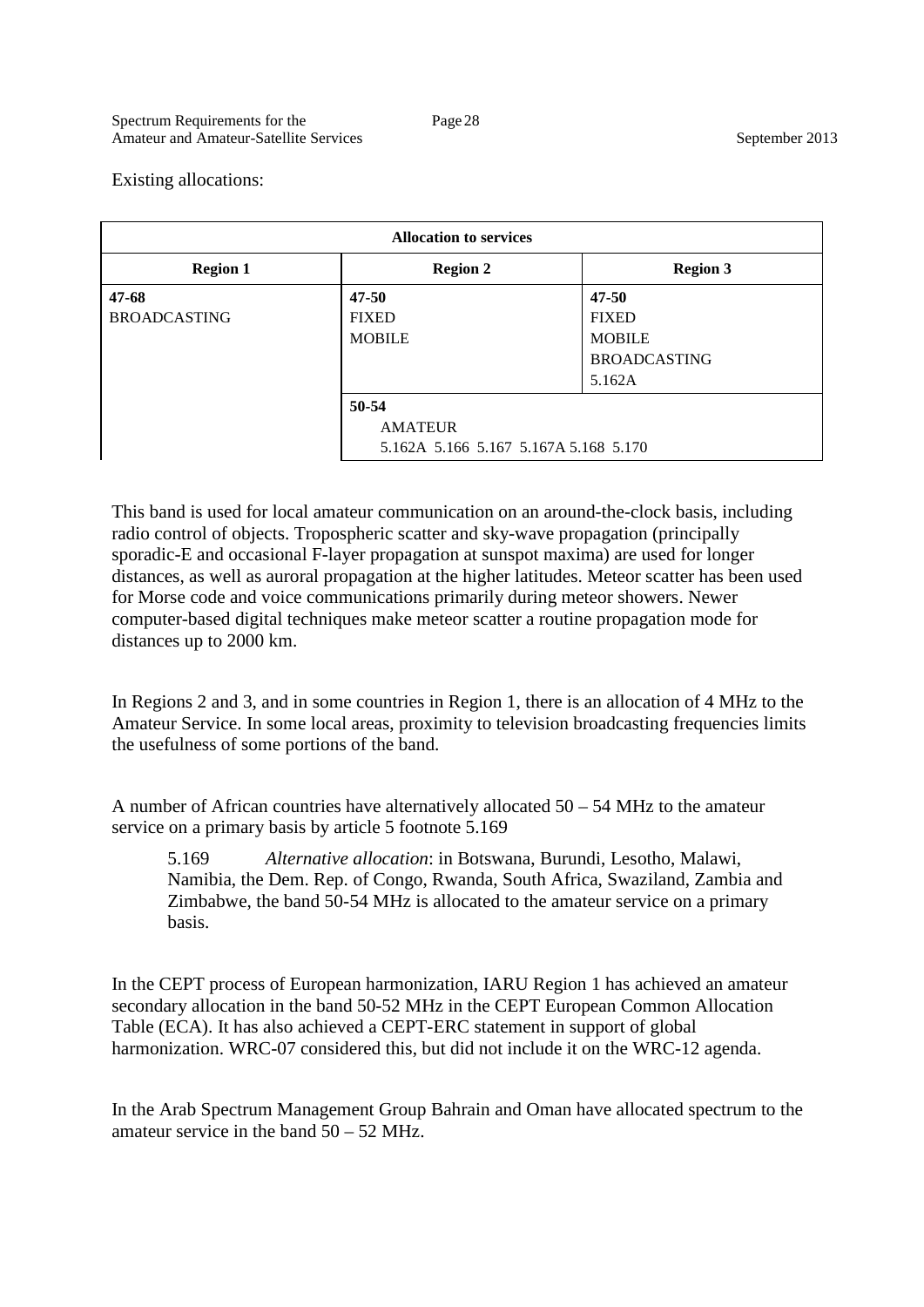Existing allocations:

| Allocation to services | | |
|---|---|---|
| **Region 1** | **Region 2** | **Region 3** |
| **47-68**<br>BROADCASTING | **47-50**<br>FIXED<br>MOBILE | **47-50**<br>FIXED<br>MOBILE<br>BROADCASTING<br>5.162A |
| | **50-54**<br>AMATEUR<br>5.162A 5.166 5.167 5.167A 5.168 5.170 | |

This band is used for local amateur communication on an around-the-clock basis, including radio control of objects. Tropospheric scatter and sky-wave propagation (principally sporadic-E and occasional F-layer propagation at sunspot maxima) are used for longer distances, as well as auroral propagation at the higher latitudes. Meteor scatter has been used for Morse code and voice communications primarily during meteor showers. Newer computer-based digital techniques make meteor scatter a routine propagation mode for distances up to 2000 km.

In Regions 2 and 3, and in some countries in Region 1, there is an allocation of 4 MHz to the Amateur Service. In some local areas, proximity to television broadcasting frequencies limits the usefulness of some portions of the band.

A number of African countries have alternatively allocated 50 – 54 MHz to the amateur service on a primary basis by article 5 footnote 5.169

> 5.169 *Alternative allocation*: in Botswana, Burundi, Lesotho, Malawi, Namibia, the Dem. Rep. of Congo, Rwanda, South Africa, Swaziland, Zambia and Zimbabwe, the band 50-54 MHz is allocated to the amateur service on a primary basis.

In the CEPT process of European harmonization, IARU Region 1 has achieved an amateur secondary allocation in the band 50-52 MHz in the CEPT European Common Allocation Table (ECA). It has also achieved a CEPT-ERC statement in support of global harmonization. WRC-07 considered this, but did not include it on the WRC-12 agenda.

In the Arab Spectrum Management Group Bahrain and Oman have allocated spectrum to the amateur service in the band 50 – 52 MHz.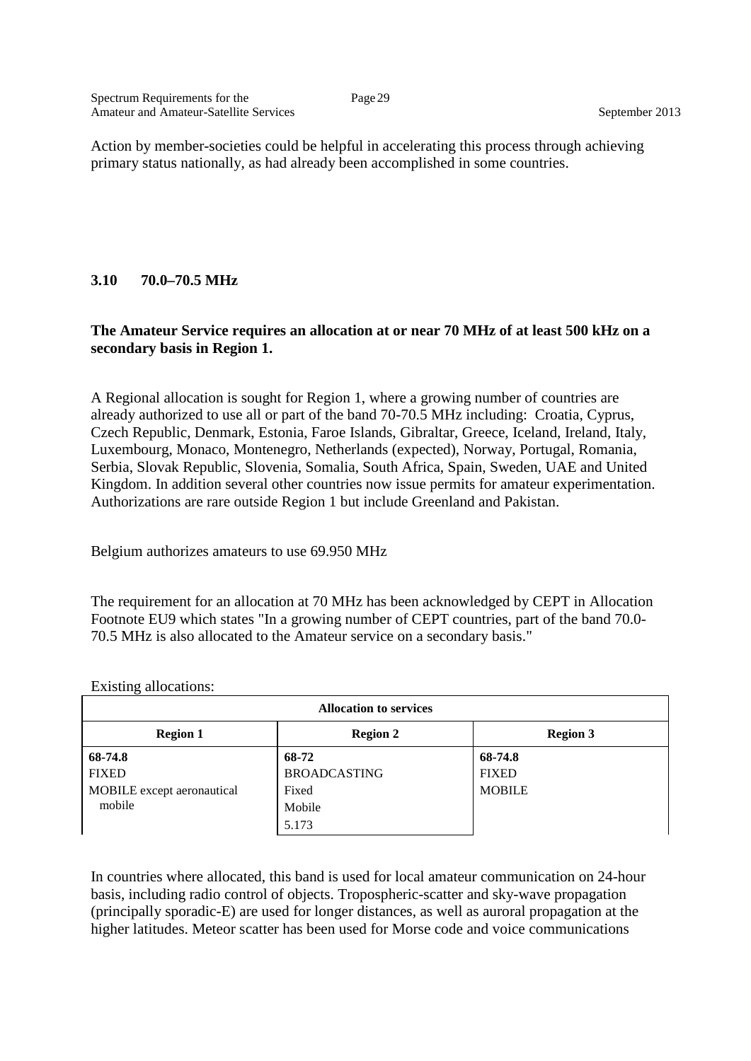Action by member-societies could be helpful in accelerating this process through achieving primary status nationally, as had already been accomplished in some countries.

### 3.10 70.0–70.5 MHz

**The Amateur Service requires an allocation at or near 70 MHz of at least 500 kHz on a secondary basis in Region 1.**

A Regional allocation is sought for Region 1, where a growing number of countries are already authorized to use all or part of the band 70-70.5 MHz including: Croatia, Cyprus, Czech Republic, Denmark, Estonia, Faroe Islands, Gibraltar, Greece, Iceland, Ireland, Italy, Luxembourg, Monaco, Montenegro, Netherlands (expected), Norway, Portugal, Romania, Serbia, Slovak Republic, Slovenia, Somalia, South Africa, Spain, Sweden, UAE and United Kingdom. In addition several other countries now issue permits for amateur experimentation. Authorizations are rare outside Region 1 but include Greenland and Pakistan.

Belgium authorizes amateurs to use 69.950 MHz

The requirement for an allocation at 70 MHz has been acknowledged by CEPT in Allocation Footnote EU9 which states "In a growing number of CEPT countries, part of the band 70.0-70.5 MHz is also allocated to the Amateur service on a secondary basis."

Existing allocations:

| **Allocation to services** | | |
|---|---|---|
| **Region 1** | **Region 2** | **Region 3** |
| **68-74.8**<br>FIXED<br>MOBILE except aeronautical mobile | **68-72**<br>BROADCASTING<br>Fixed<br>Mobile<br>5.173 | **68-74.8**<br>FIXED<br>MOBILE |

In countries where allocated, this band is used for local amateur communication on 24-hour basis, including radio control of objects. Tropospheric-scatter and sky-wave propagation (principally sporadic-E) are used for longer distances, as well as auroral propagation at the higher latitudes. Meteor scatter has been used for Morse code and voice communications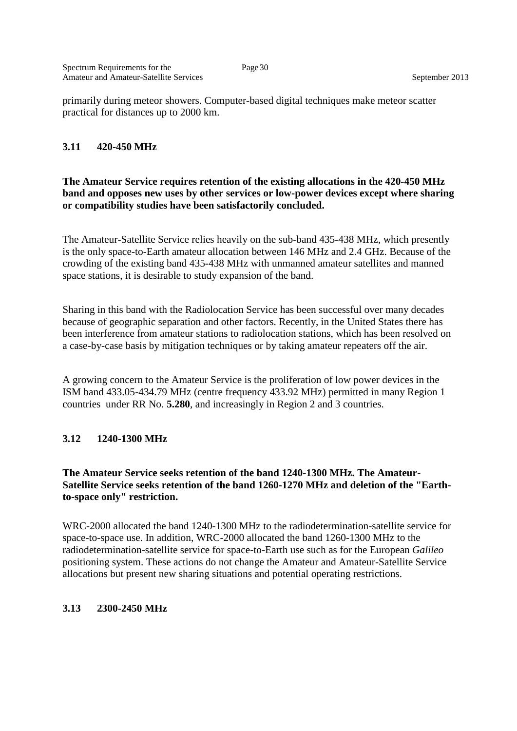primarily during meteor showers. Computer-based digital techniques make meteor scatter practical for distances up to 2000 km.

### 3.11 420-450 MHz

**The Amateur Service requires retention of the existing allocations in the 420-450 MHz band and opposes new uses by other services or low-power devices except where sharing or compatibility studies have been satisfactorily concluded.**

The Amateur-Satellite Service relies heavily on the sub-band 435-438 MHz, which presently is the only space-to-Earth amateur allocation between 146 MHz and 2.4 GHz. Because of the crowding of the existing band 435-438 MHz with unmanned amateur satellites and manned space stations, it is desirable to study expansion of the band.

Sharing in this band with the Radiolocation Service has been successful over many decades because of geographic separation and other factors. Recently, in the United States there has been interference from amateur stations to radiolocation stations, which has been resolved on a case-by-case basis by mitigation techniques or by taking amateur repeaters off the air.

A growing concern to the Amateur Service is the proliferation of low power devices in the ISM band 433.05-434.79 MHz (centre frequency 433.92 MHz) permitted in many Region 1 countries under RR No. **5.280**, and increasingly in Region 2 and 3 countries.

### 3.12 1240-1300 MHz

**The Amateur Service seeks retention of the band 1240-1300 MHz. The Amateur-Satellite Service seeks retention of the band 1260-1270 MHz and deletion of the "Earth-to-space only" restriction.**

WRC-2000 allocated the band 1240-1300 MHz to the radiodetermination-satellite service for space-to-space use. In addition, WRC-2000 allocated the band 1260-1300 MHz to the radiodetermination-satellite service for space-to-Earth use such as for the European *Galileo* positioning system. These actions do not change the Amateur and Amateur-Satellite Service allocations but present new sharing situations and potential operating restrictions.

### 3.13 2300-2450 MHz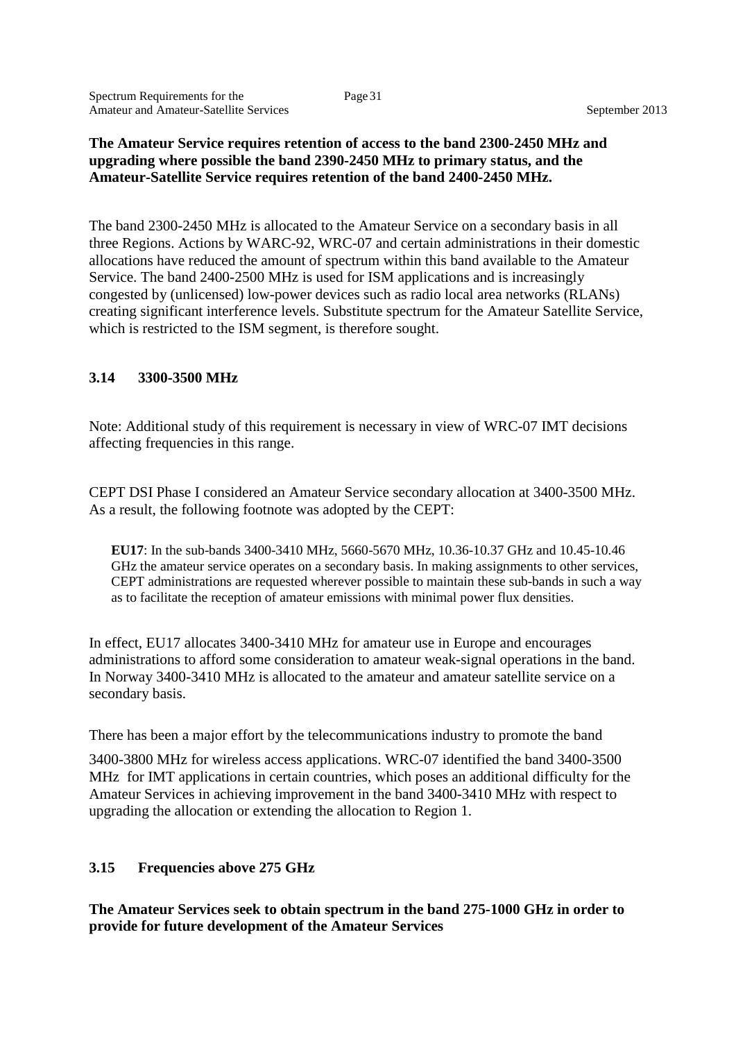**The Amateur Service requires retention of access to the band 2300-2450 MHz and upgrading where possible the band 2390-2450 MHz to primary status, and the Amateur-Satellite Service requires retention of the band 2400-2450 MHz.**

The band 2300-2450 MHz is allocated to the Amateur Service on a secondary basis in all three Regions. Actions by WARC-92, WRC-07 and certain administrations in their domestic allocations have reduced the amount of spectrum within this band available to the Amateur Service. The band 2400-2500 MHz is used for ISM applications and is increasingly congested by (unlicensed) low-power devices such as radio local area networks (RLANs) creating significant interference levels. Substitute spectrum for the Amateur Satellite Service, which is restricted to the ISM segment, is therefore sought.

### 3.14 3300-3500 MHz

Note: Additional study of this requirement is necessary in view of WRC-07 IMT decisions affecting frequencies in this range.

CEPT DSI Phase I considered an Amateur Service secondary allocation at 3400-3500 MHz. As a result, the following footnote was adopted by the CEPT:

> **EU17**: In the sub-bands 3400-3410 MHz, 5660-5670 MHz, 10.36-10.37 GHz and 10.45-10.46 GHz the amateur service operates on a secondary basis. In making assignments to other services, CEPT administrations are requested wherever possible to maintain these sub-bands in such a way as to facilitate the reception of amateur emissions with minimal power flux densities.

In effect, EU17 allocates 3400-3410 MHz for amateur use in Europe and encourages administrations to afford some consideration to amateur weak-signal operations in the band. In Norway 3400-3410 MHz is allocated to the amateur and amateur satellite service on a secondary basis.

There has been a major effort by the telecommunications industry to promote the band 3400-3800 MHz for wireless access applications. WRC-07 identified the band 3400-3500 MHz for IMT applications in certain countries, which poses an additional difficulty for the Amateur Services in achieving improvement in the band 3400-3410 MHz with respect to upgrading the allocation or extending the allocation to Region 1.

### 3.15 Frequencies above 275 GHz

**The Amateur Services seek to obtain spectrum in the band 275-1000 GHz in order to provide for future development of the Amateur Services**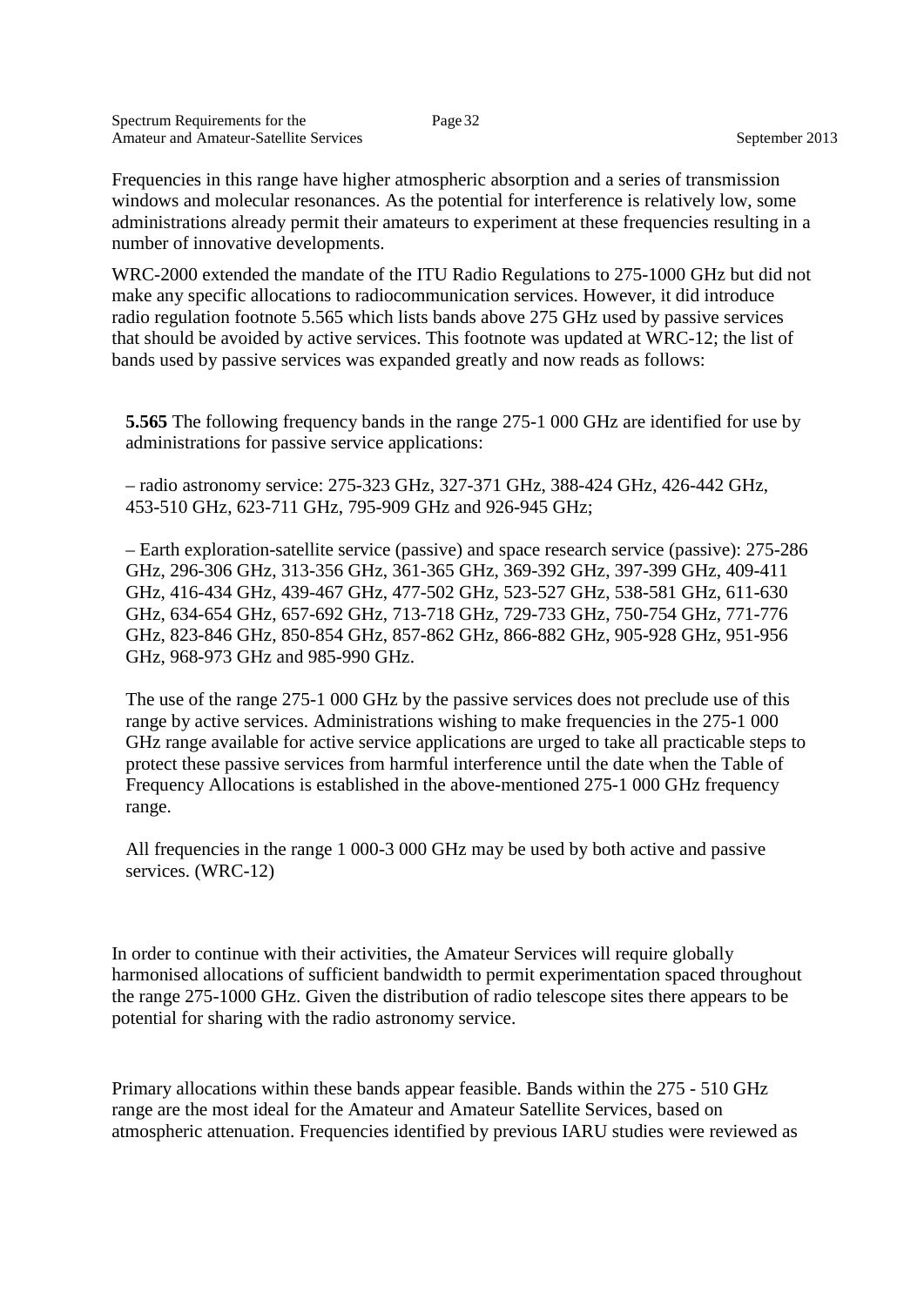Frequencies in this range have higher atmospheric absorption and a series of transmission windows and molecular resonances. As the potential for interference is relatively low, some administrations already permit their amateurs to experiment at these frequencies resulting in a number of innovative developments.

WRC-2000 extended the mandate of the ITU Radio Regulations to 275-1000 GHz but did not make any specific allocations to radiocommunication services. However, it did introduce radio regulation footnote 5.565 which lists bands above 275 GHz used by passive services that should be avoided by active services. This footnote was updated at WRC-12; the list of bands used by passive services was expanded greatly and now reads as follows:

> **5.565** The following frequency bands in the range 275-1 000 GHz are identified for use by administrations for passive service applications:
>
> – radio astronomy service: 275-323 GHz, 327-371 GHz, 388-424 GHz, 426-442 GHz, 453-510 GHz, 623-711 GHz, 795-909 GHz and 926-945 GHz;
>
> – Earth exploration-satellite service (passive) and space research service (passive): 275-286 GHz, 296-306 GHz, 313-356 GHz, 361-365 GHz, 369-392 GHz, 397-399 GHz, 409-411 GHz, 416-434 GHz, 439-467 GHz, 477-502 GHz, 523-527 GHz, 538-581 GHz, 611-630 GHz, 634-654 GHz, 657-692 GHz, 713-718 GHz, 729-733 GHz, 750-754 GHz, 771-776 GHz, 823-846 GHz, 850-854 GHz, 857-862 GHz, 866-882 GHz, 905-928 GHz, 951-956 GHz, 968-973 GHz and 985-990 GHz.
>
> The use of the range 275-1 000 GHz by the passive services does not preclude use of this range by active services. Administrations wishing to make frequencies in the 275-1 000 GHz range available for active service applications are urged to take all practicable steps to protect these passive services from harmful interference until the date when the Table of Frequency Allocations is established in the above-mentioned 275-1 000 GHz frequency range.
>
> All frequencies in the range 1 000-3 000 GHz may be used by both active and passive services. (WRC-12)

In order to continue with their activities, the Amateur Services will require globally harmonised allocations of sufficient bandwidth to permit experimentation spaced throughout the range 275-1000 GHz. Given the distribution of radio telescope sites there appears to be potential for sharing with the radio astronomy service.

Primary allocations within these bands appear feasible. Bands within the 275 - 510 GHz range are the most ideal for the Amateur and Amateur Satellite Services, based on atmospheric attenuation. Frequencies identified by previous IARU studies were reviewed as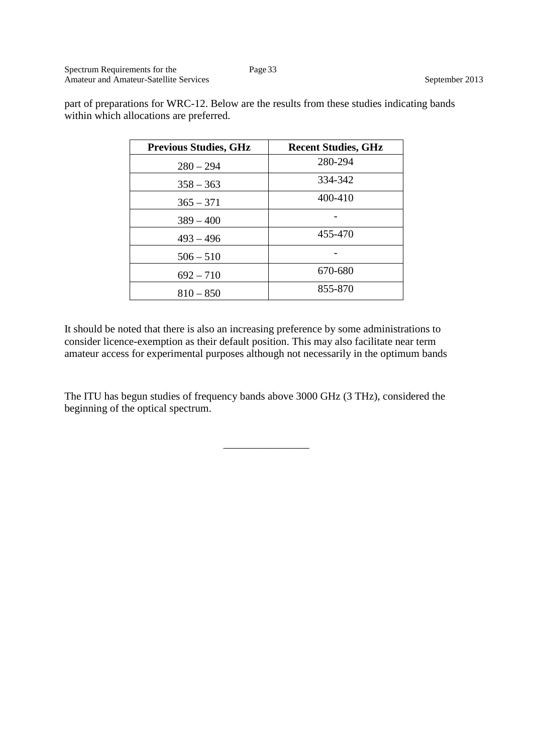part of preparations for WRC-12. Below are the results from these studies indicating bands within which allocations are preferred.

| **Previous Studies, GHz** | **Recent Studies, GHz** |
|---|---|
| 280 – 294 | 280-294 |
| 358 – 363 | 334-342 |
| 365 – 371 | 400-410 |
| 389 – 400 | - |
| 493 – 496 | 455-470 |
| 506 – 510 | - |
| 692 – 710 | 670-680 |
| 810 – 850 | 855-870 |

It should be noted that there is also an increasing preference by some administrations to consider licence-exemption as their default position. This may also facilitate near term amateur access for experimental purposes although not necessarily in the optimum bands

The ITU has begun studies of frequency bands above 3000 GHz (3 THz), considered the beginning of the optical spectrum.

________________